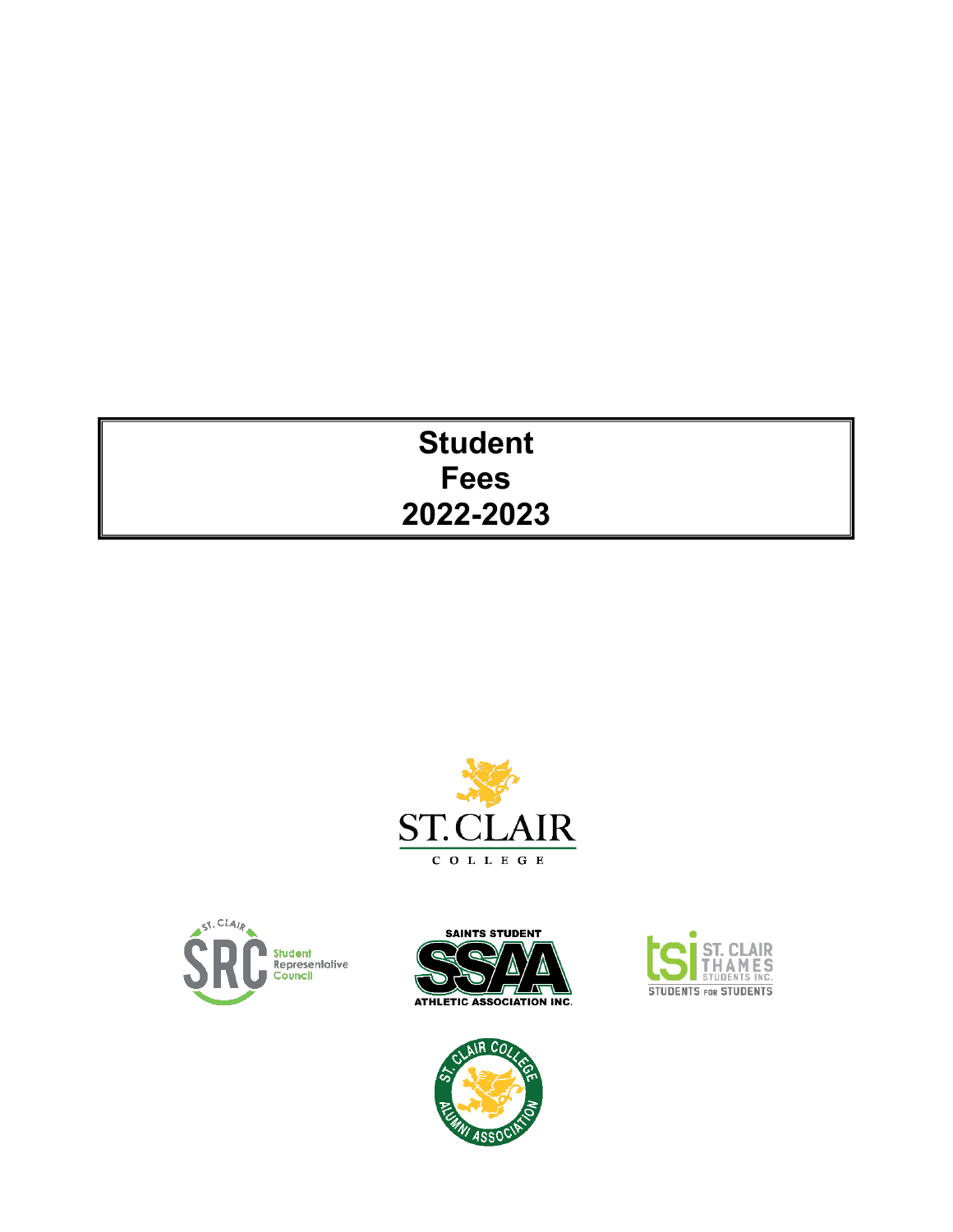# Student Fees 2022-2023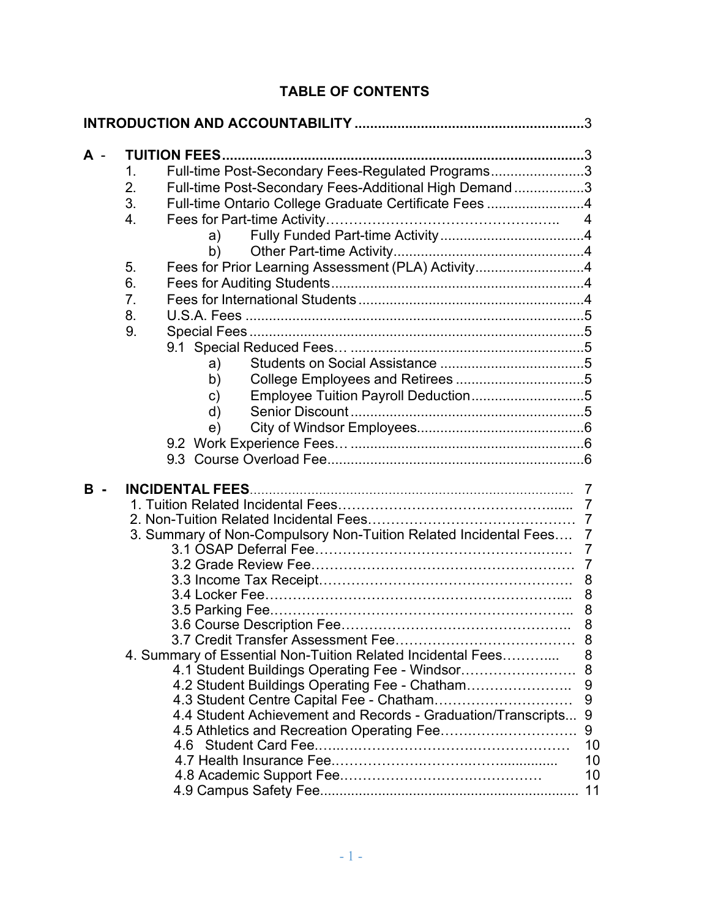# TABLE OF CONTENTS

**INTRODUCTION AND ACCOUNTABILITY** .......... 3

**A - TUITION FEES** .......... 3

1. Full-time Post-Secondary Fees-Regulated Programs .......... 3
2. Full-time Post-Secondary Fees-Additional High Demand .......... 3
3. Full-time Ontario College Graduate Certificate Fees .......... 4
4. Fees for Part-time Activity .......... 4
   - a) Fully Funded Part-time Activity .......... 4
   - b) Other Part-time Activity .......... 4
5. Fees for Prior Learning Assessment (PLA) Activity .......... 4
6. Fees for Auditing Students .......... 4
7. Fees for International Students .......... 4
8. U.S.A. Fees .......... 5
9. Special Fees .......... 5
   - 9.1 Special Reduced Fees .......... 5
     - a) Students on Social Assistance .......... 5
     - b) College Employees and Retirees .......... 5
     - c) Employee Tuition Payroll Deduction .......... 5
     - d) Senior Discount .......... 5
     - e) City of Windsor Employees .......... 6
   - 9.2 Work Experience Fees .......... 6
   - 9.3 Course Overload Fee .......... 6

**B - INCIDENTAL FEES** .......... 7

1. Tuition Related Incidental Fees .......... 7
2. Non-Tuition Related Incidental Fees .......... 7
3. Summary of Non-Compulsory Non-Tuition Related Incidental Fees .......... 7
   - 3.1 OSAP Deferral Fee .......... 7
   - 3.2 Grade Review Fee .......... 7
   - 3.3 Income Tax Receipt .......... 8
   - 3.4 Locker Fee .......... 8
   - 3.5 Parking Fee .......... 8
   - 3.6 Course Description Fee .......... 8
   - 3.7 Credit Transfer Assessment Fee .......... 8
4. Summary of Essential Non-Tuition Related Incidental Fees .......... 8
   - 4.1 Student Buildings Operating Fee - Windsor .......... 8
   - 4.2 Student Buildings Operating Fee - Chatham .......... 9
   - 4.3 Student Centre Capital Fee - Chatham .......... 9
   - 4.4 Student Achievement and Records - Graduation/Transcripts .......... 9
   - 4.5 Athletics and Recreation Operating Fee .......... 9
   - 4.6 Student Card Fee .......... 10
   - 4.7 Health Insurance Fee .......... 10
   - 4.8 Academic Support Fee .......... 10
   - 4.9 Campus Safety Fee .......... 11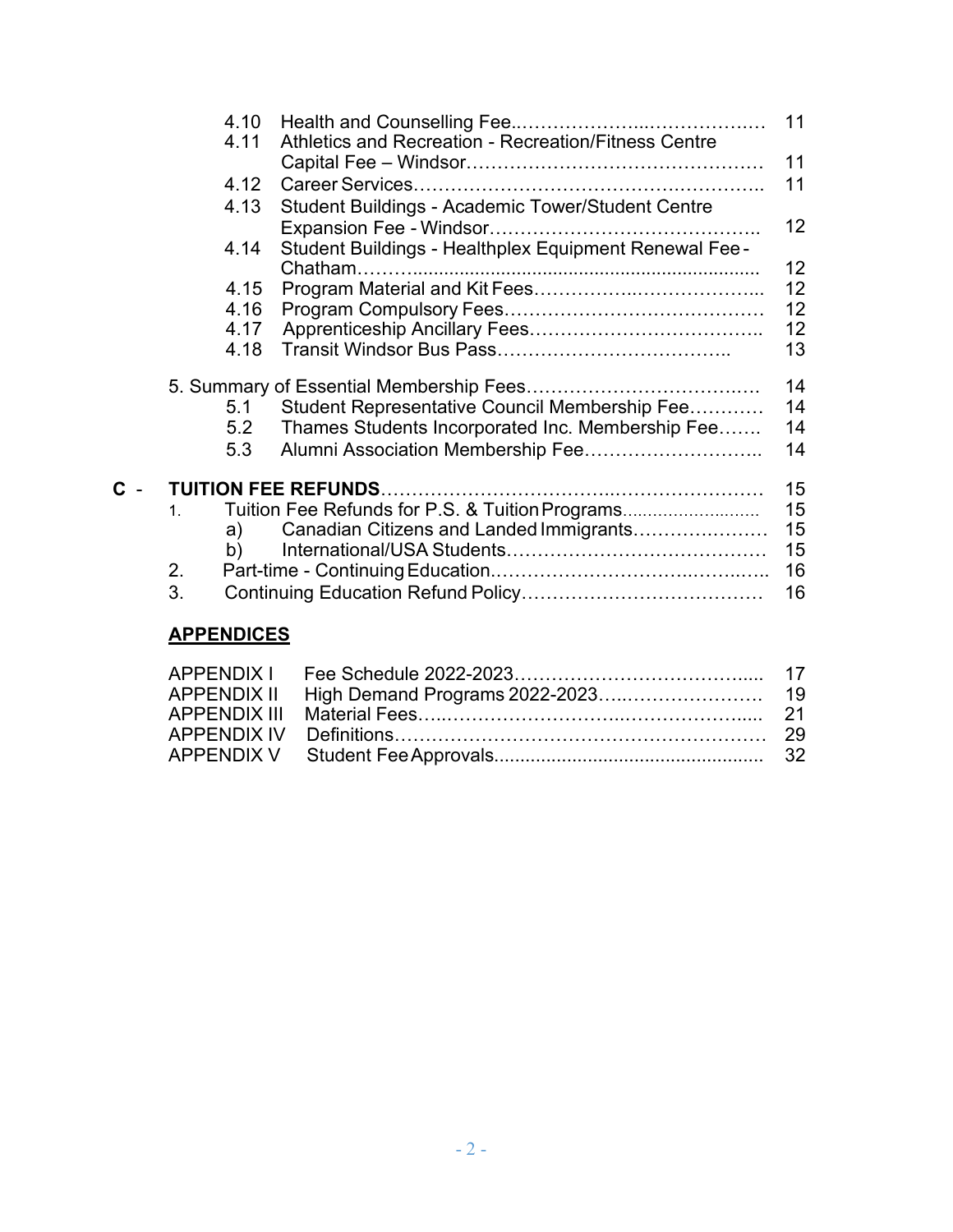| | | | |
|---|---|---|---|
| | 4.10 | Health and Counselling Fee | 11 |
| | 4.11 | Athletics and Recreation - Recreation/Fitness Centre Capital Fee – Windsor | 11 |
| | 4.12 | Career Services | 11 |
| | 4.13 | Student Buildings - Academic Tower/Student Centre Expansion Fee - Windsor | 12 |
| | 4.14 | Student Buildings - Healthplex Equipment Renewal Fee - Chatham | 12 |
| | 4.15 | Program Material and Kit Fees | 12 |
| | 4.16 | Program Compulsory Fees | 12 |
| | 4.17 | Apprenticeship Ancillary Fees | 12 |
| | 4.18 | Transit Windsor Bus Pass | 13 |
| 5. | | Summary of Essential Membership Fees | 14 |
| | 5.1 | Student Representative Council Membership Fee | 14 |
| | 5.2 | Thames Students Incorporated Inc. Membership Fee | 14 |
| | 5.3 | Alumni Association Membership Fee | 14 |

**C - TUITION FEE REFUNDS** ........ 15

| | | | |
|---|---|---|---|
| 1. | | Tuition Fee Refunds for P.S. & Tuition Programs | 15 |
| | a) | Canadian Citizens and Landed Immigrants | 15 |
| | b) | International/USA Students | 15 |
| 2. | | Part-time - Continuing Education | 16 |
| 3. | | Continuing Education Refund Policy | 16 |

## APPENDICES

| | | |
|---|---|---|
| APPENDIX I | Fee Schedule 2022-2023 | 17 |
| APPENDIX II | High Demand Programs 2022-2023 | 19 |
| APPENDIX III | Material Fees | 21 |
| APPENDIX IV | Definitions | 29 |
| APPENDIX V | Student Fee Approvals | 32 |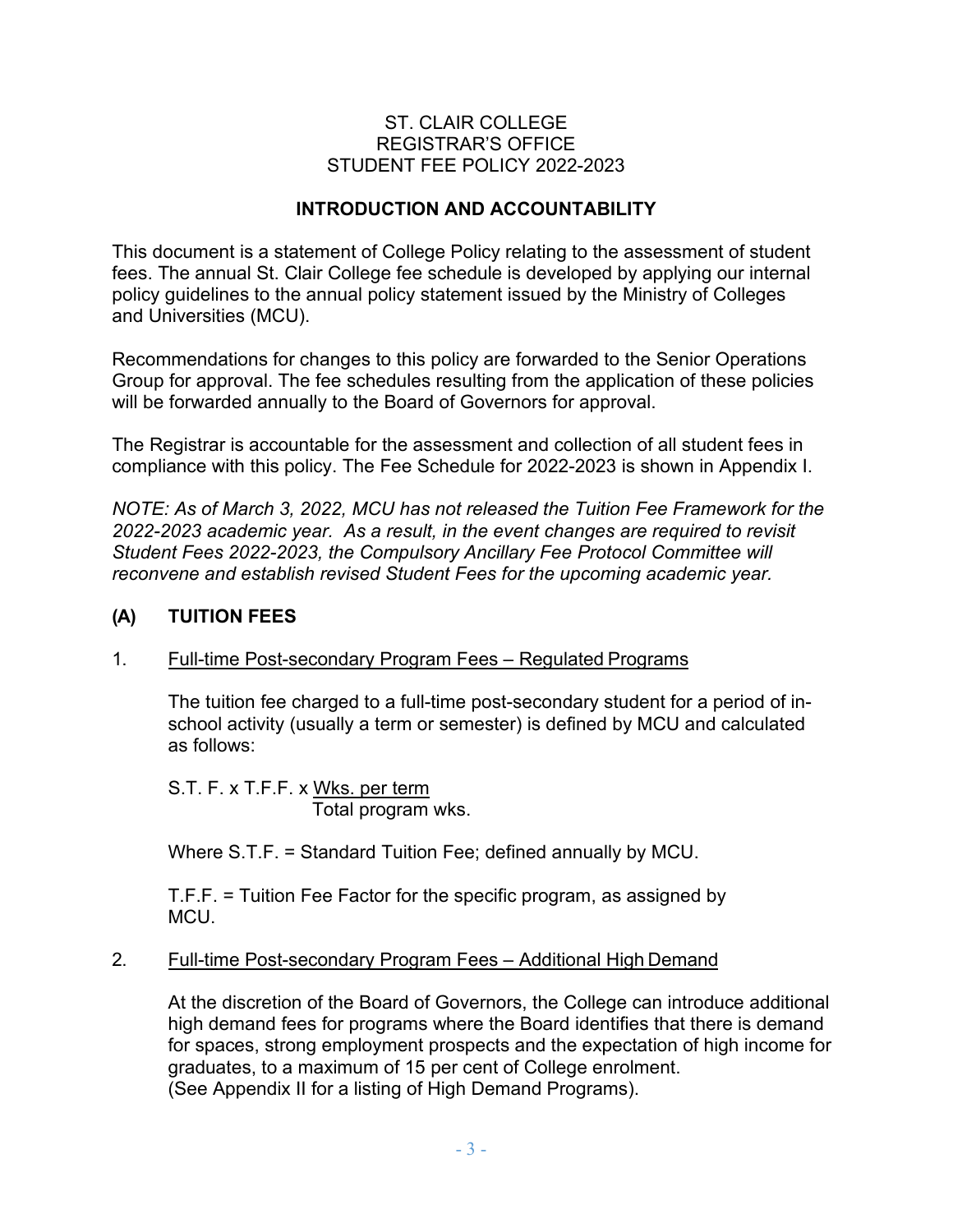ST. CLAIR COLLEGE
REGISTRAR'S OFFICE
STUDENT FEE POLICY 2022-2023

## INTRODUCTION AND ACCOUNTABILITY

This document is a statement of College Policy relating to the assessment of student fees. The annual St. Clair College fee schedule is developed by applying our internal policy guidelines to the annual policy statement issued by the Ministry of Colleges and Universities (MCU).

Recommendations for changes to this policy are forwarded to the Senior Operations Group for approval. The fee schedules resulting from the application of these policies will be forwarded annually to the Board of Governors for approval.

The Registrar is accountable for the assessment and collection of all student fees in compliance with this policy. The Fee Schedule for 2022-2023 is shown in Appendix I.

*NOTE: As of March 3, 2022, MCU has not released the Tuition Fee Framework for the 2022-2023 academic year. As a result, in the event changes are required to revisit Student Fees 2022-2023, the Compulsory Ancillary Fee Protocol Committee will reconvene and establish revised Student Fees for the upcoming academic year.*

## (A) TUITION FEES

1. Full-time Post-secondary Program Fees – Regulated Programs

   The tuition fee charged to a full-time post-secondary student for a period of in-school activity (usually a term or semester) is defined by MCU and calculated as follows:

   $$\text{S.T.F.} \times \text{T.F.F.} \times \frac{\text{Wks. per term}}{\text{Total program wks.}}$$

   Where S.T.F. = Standard Tuition Fee; defined annually by MCU.

   T.F.F. = Tuition Fee Factor for the specific program, as assigned by MCU.

2. Full-time Post-secondary Program Fees – Additional High Demand

   At the discretion of the Board of Governors, the College can introduce additional high demand fees for programs where the Board identifies that there is demand for spaces, strong employment prospects and the expectation of high income for graduates, to a maximum of 15 per cent of College enrolment. (See Appendix II for a listing of High Demand Programs).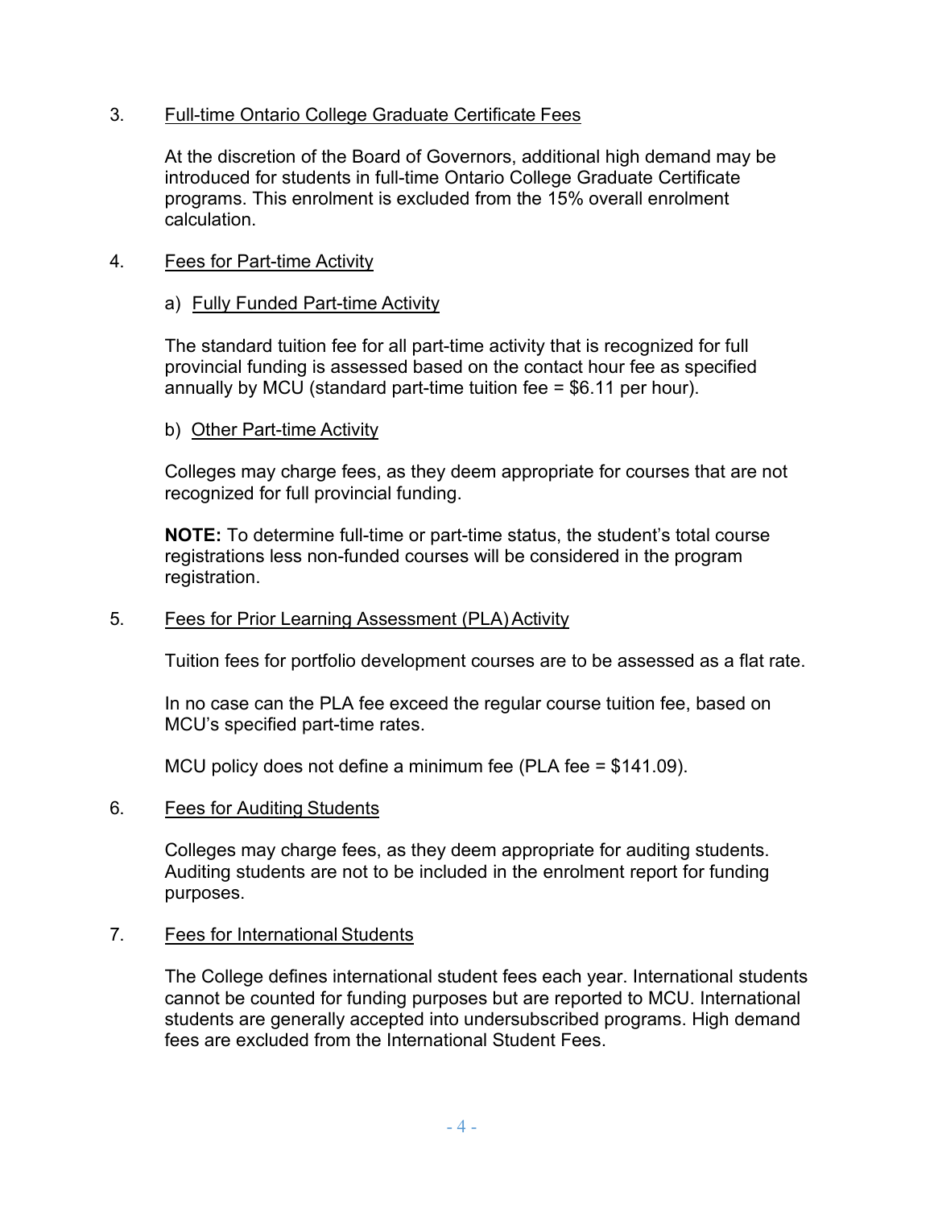3. Full-time Ontario College Graduate Certificate Fees

   At the discretion of the Board of Governors, additional high demand may be introduced for students in full-time Ontario College Graduate Certificate programs. This enrolment is excluded from the 15% overall enrolment calculation.

4. Fees for Part-time Activity

   a) Fully Funded Part-time Activity

   The standard tuition fee for all part-time activity that is recognized for full provincial funding is assessed based on the contact hour fee as specified annually by MCU (standard part-time tuition fee = $6.11 per hour).

   b) Other Part-time Activity

   Colleges may charge fees, as they deem appropriate for courses that are not recognized for full provincial funding.

   **NOTE:** To determine full-time or part-time status, the student's total course registrations less non-funded courses will be considered in the program registration.

5. Fees for Prior Learning Assessment (PLA) Activity

   Tuition fees for portfolio development courses are to be assessed as a flat rate.

   In no case can the PLA fee exceed the regular course tuition fee, based on MCU's specified part-time rates.

   MCU policy does not define a minimum fee (PLA fee = $141.09).

6. Fees for Auditing Students

   Colleges may charge fees, as they deem appropriate for auditing students. Auditing students are not to be included in the enrolment report for funding purposes.

7. Fees for International Students

   The College defines international student fees each year. International students cannot be counted for funding purposes but are reported to MCU. International students are generally accepted into undersubscribed programs. High demand fees are excluded from the International Student Fees.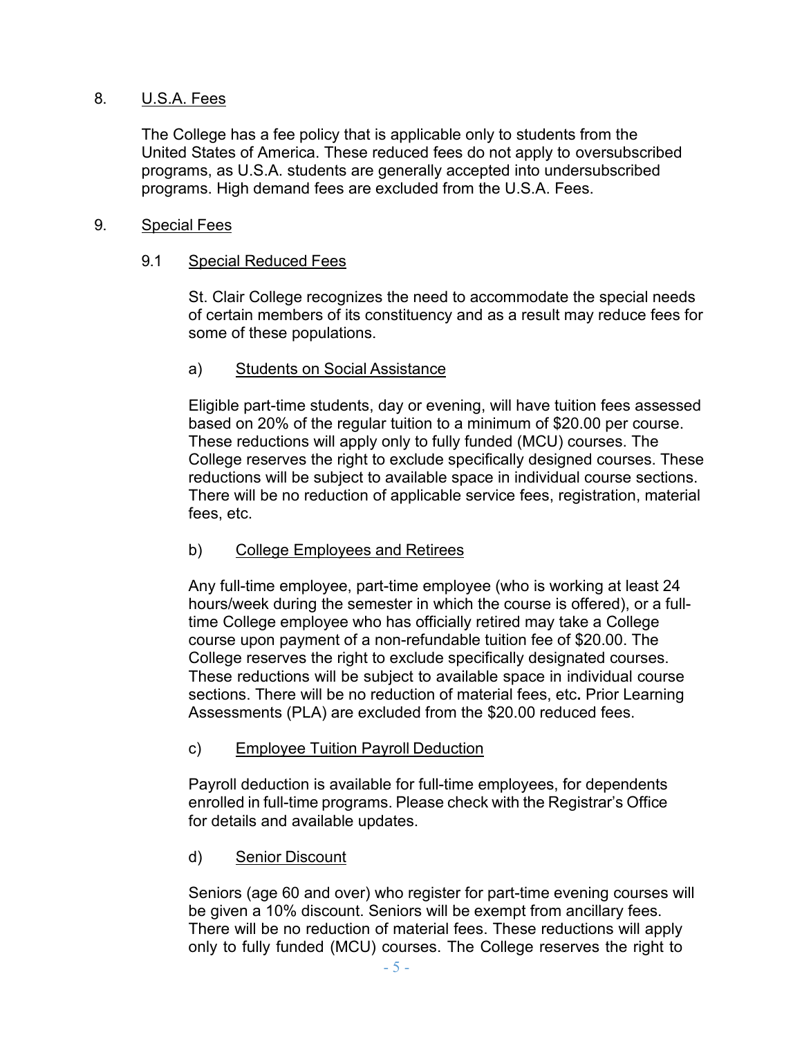## 8. U.S.A. Fees

The College has a fee policy that is applicable only to students from the United States of America. These reduced fees do not apply to oversubscribed programs, as U.S.A. students are generally accepted into undersubscribed programs. High demand fees are excluded from the U.S.A. Fees.

## 9. Special Fees

### 9.1 Special Reduced Fees

St. Clair College recognizes the need to accommodate the special needs of certain members of its constituency and as a result may reduce fees for some of these populations.

#### a) Students on Social Assistance

Eligible part-time students, day or evening, will have tuition fees assessed based on 20% of the regular tuition to a minimum of $20.00 per course. These reductions will apply only to fully funded (MCU) courses. The College reserves the right to exclude specifically designed courses. These reductions will be subject to available space in individual course sections. There will be no reduction of applicable service fees, registration, material fees, etc.

#### b) College Employees and Retirees

Any full-time employee, part-time employee (who is working at least 24 hours/week during the semester in which the course is offered), or a full-time College employee who has officially retired may take a College course upon payment of a non-refundable tuition fee of $20.00. The College reserves the right to exclude specifically designated courses. These reductions will be subject to available space in individual course sections. There will be no reduction of material fees, etc**.** Prior Learning Assessments (PLA) are excluded from the $20.00 reduced fees.

#### c) Employee Tuition Payroll Deduction

Payroll deduction is available for full-time employees, for dependents enrolled in full-time programs. Please check with the Registrar's Office for details and available updates.

#### d) Senior Discount

Seniors (age 60 and over) who register for part-time evening courses will be given a 10% discount. Seniors will be exempt from ancillary fees. There will be no reduction of material fees. These reductions will apply only to fully funded (MCU) courses. The College reserves the right to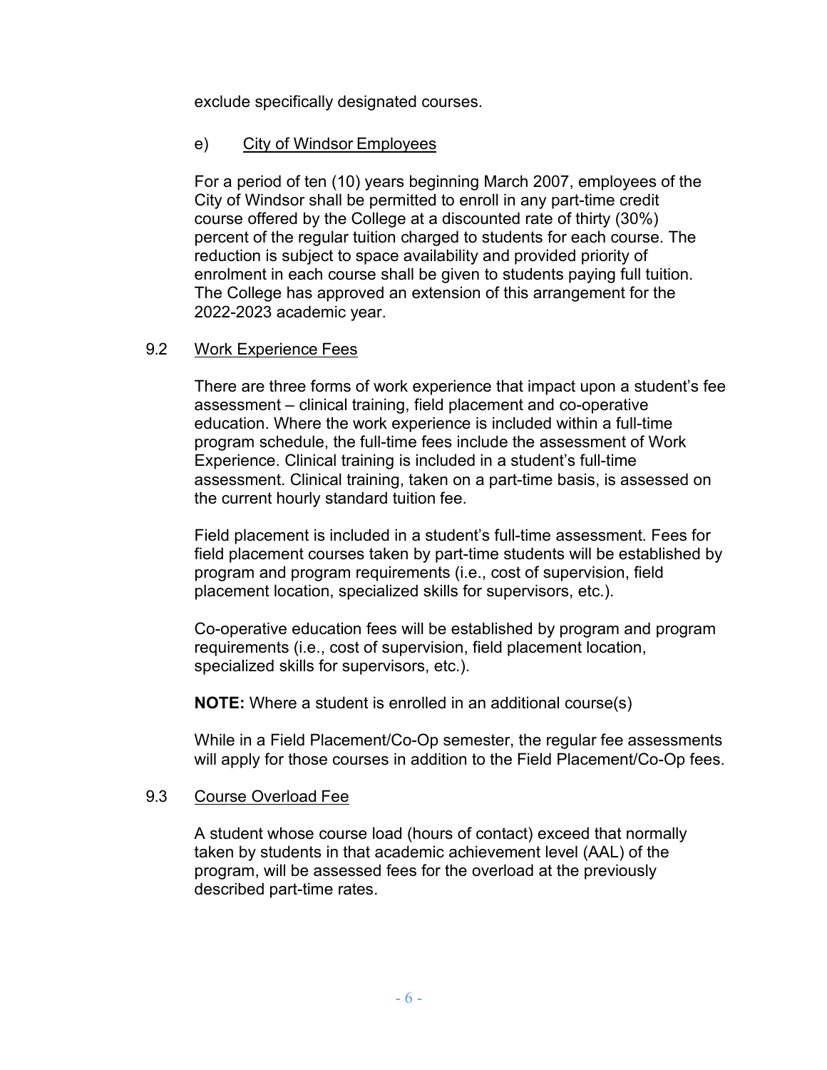exclude specifically designated courses.

e) City of Windsor Employees

For a period of ten (10) years beginning March 2007, employees of the City of Windsor shall be permitted to enroll in any part-time credit course offered by the College at a discounted rate of thirty (30%) percent of the regular tuition charged to students for each course. The reduction is subject to space availability and provided priority of enrolment in each course shall be given to students paying full tuition. The College has approved an extension of this arrangement for the 2022-2023 academic year.

## 9.2 Work Experience Fees

There are three forms of work experience that impact upon a student's fee assessment – clinical training, field placement and co-operative education. Where the work experience is included within a full-time program schedule, the full-time fees include the assessment of Work Experience. Clinical training is included in a student's full-time assessment. Clinical training, taken on a part-time basis, is assessed on the current hourly standard tuition fee.

Field placement is included in a student's full-time assessment. Fees for field placement courses taken by part-time students will be established by program and program requirements (i.e., cost of supervision, field placement location, specialized skills for supervisors, etc.).

Co-operative education fees will be established by program and program requirements (i.e., cost of supervision, field placement location, specialized skills for supervisors, etc.).

**NOTE:** Where a student is enrolled in an additional course(s)

While in a Field Placement/Co-Op semester, the regular fee assessments will apply for those courses in addition to the Field Placement/Co-Op fees.

## 9.3 Course Overload Fee

A student whose course load (hours of contact) exceed that normally taken by students in that academic achievement level (AAL) of the program, will be assessed fees for the overload at the previously described part-time rates.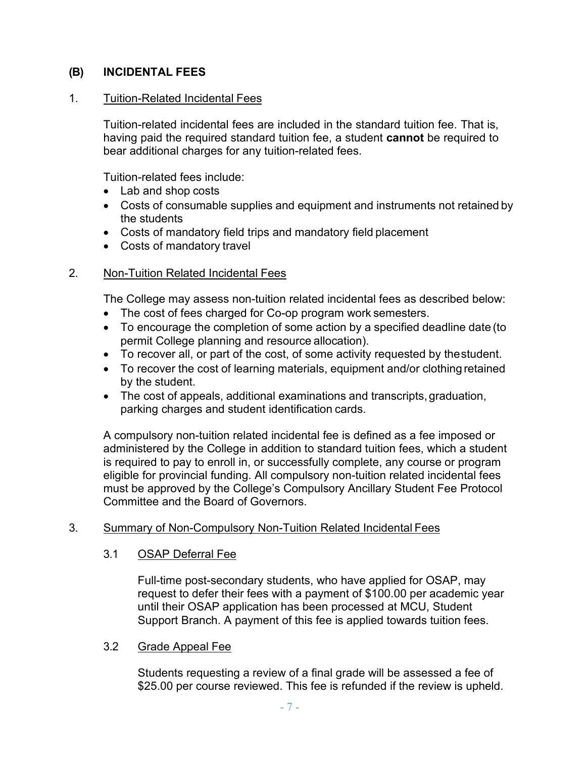## (B) INCIDENTAL FEES

### 1. Tuition-Related Incidental Fees

Tuition-related incidental fees are included in the standard tuition fee. That is, having paid the required standard tuition fee, a student **cannot** be required to bear additional charges for any tuition-related fees.

Tuition-related fees include:

- Lab and shop costs
- Costs of consumable supplies and equipment and instruments not retained by the students
- Costs of mandatory field trips and mandatory field placement
- Costs of mandatory travel

### 2. Non-Tuition Related Incidental Fees

The College may assess non-tuition related incidental fees as described below:

- The cost of fees charged for Co-op program work semesters.
- To encourage the completion of some action by a specified deadline date (to permit College planning and resource allocation).
- To recover all, or part of the cost, of some activity requested by the student.
- To recover the cost of learning materials, equipment and/or clothing retained by the student.
- The cost of appeals, additional examinations and transcripts, graduation, parking charges and student identification cards.

A compulsory non-tuition related incidental fee is defined as a fee imposed or administered by the College in addition to standard tuition fees, which a student is required to pay to enroll in, or successfully complete, any course or program eligible for provincial funding. All compulsory non-tuition related incidental fees must be approved by the College's Compulsory Ancillary Student Fee Protocol Committee and the Board of Governors.

### 3. Summary of Non-Compulsory Non-Tuition Related Incidental Fees

#### 3.1 OSAP Deferral Fee

Full-time post-secondary students, who have applied for OSAP, may request to defer their fees with a payment of $100.00 per academic year until their OSAP application has been processed at MCU, Student Support Branch. A payment of this fee is applied towards tuition fees.

#### 3.2 Grade Appeal Fee

Students requesting a review of a final grade will be assessed a fee of $25.00 per course reviewed. This fee is refunded if the review is upheld.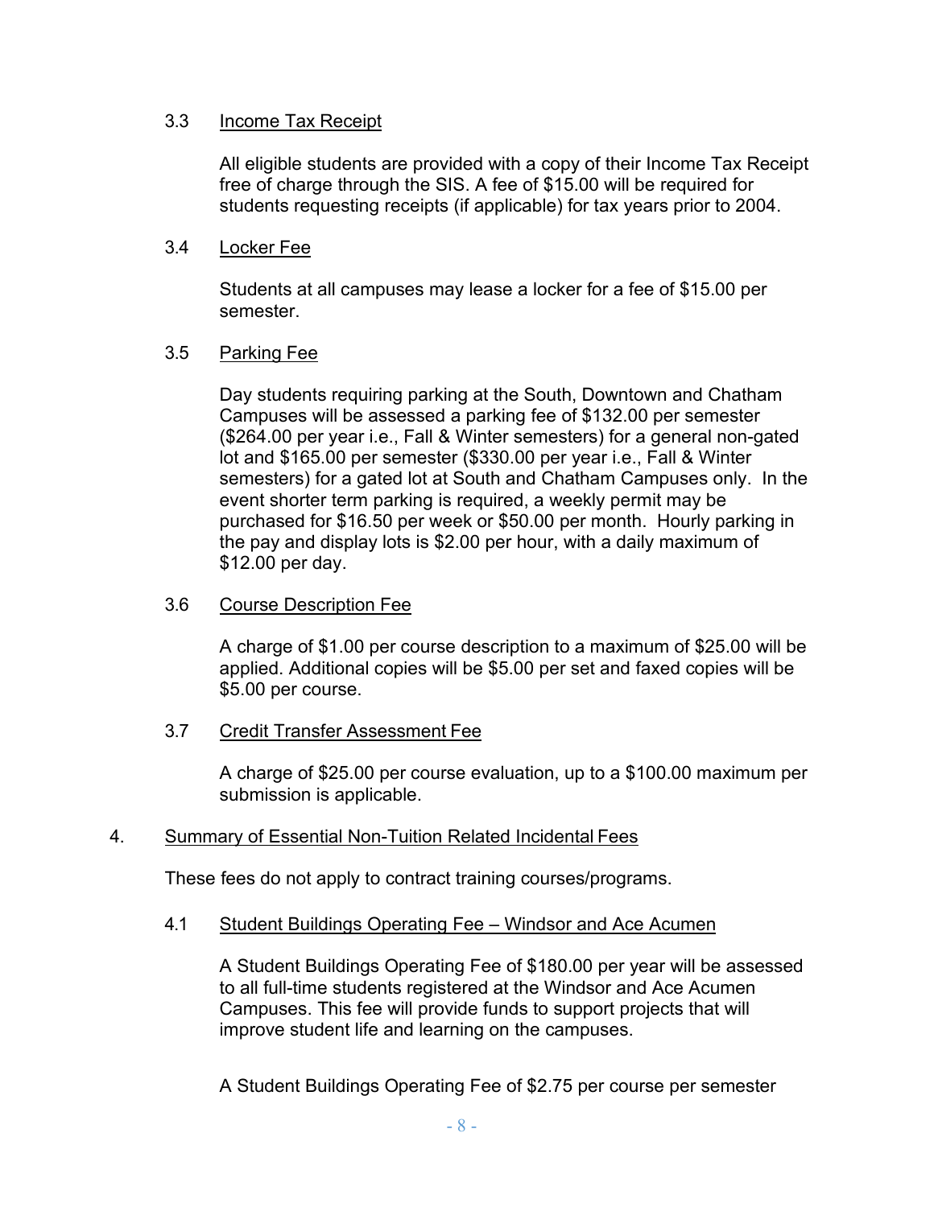### 3.3 Income Tax Receipt

All eligible students are provided with a copy of their Income Tax Receipt free of charge through the SIS. A fee of $15.00 will be required for students requesting receipts (if applicable) for tax years prior to 2004.

### 3.4 Locker Fee

Students at all campuses may lease a locker for a fee of $15.00 per semester.

### 3.5 Parking Fee

Day students requiring parking at the South, Downtown and Chatham Campuses will be assessed a parking fee of $132.00 per semester ($264.00 per year i.e., Fall & Winter semesters) for a general non-gated lot and $165.00 per semester ($330.00 per year i.e., Fall & Winter semesters) for a gated lot at South and Chatham Campuses only. In the event shorter term parking is required, a weekly permit may be purchased for $16.50 per week or $50.00 per month. Hourly parking in the pay and display lots is $2.00 per hour, with a daily maximum of $12.00 per day.

### 3.6 Course Description Fee

A charge of $1.00 per course description to a maximum of $25.00 will be applied. Additional copies will be $5.00 per set and faxed copies will be $5.00 per course.

### 3.7 Credit Transfer Assessment Fee

A charge of $25.00 per course evaluation, up to a $100.00 maximum per submission is applicable.

## 4. Summary of Essential Non-Tuition Related Incidental Fees

These fees do not apply to contract training courses/programs.

### 4.1 Student Buildings Operating Fee – Windsor and Ace Acumen

A Student Buildings Operating Fee of $180.00 per year will be assessed to all full-time students registered at the Windsor and Ace Acumen Campuses. This fee will provide funds to support projects that will improve student life and learning on the campuses.

A Student Buildings Operating Fee of $2.75 per course per semester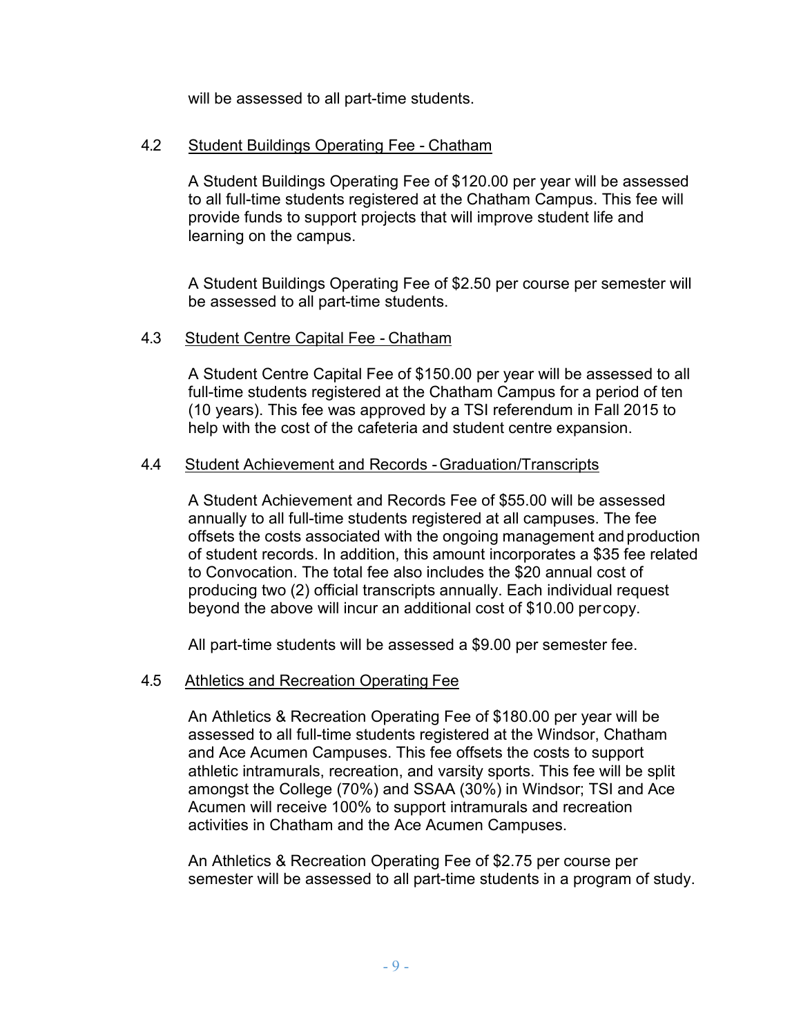will be assessed to all part-time students.

### 4.2 Student Buildings Operating Fee - Chatham

A Student Buildings Operating Fee of $120.00 per year will be assessed to all full-time students registered at the Chatham Campus. This fee will provide funds to support projects that will improve student life and learning on the campus.

A Student Buildings Operating Fee of $2.50 per course per semester will be assessed to all part-time students.

### 4.3 Student Centre Capital Fee - Chatham

A Student Centre Capital Fee of $150.00 per year will be assessed to all full-time students registered at the Chatham Campus for a period of ten (10 years). This fee was approved by a TSI referendum in Fall 2015 to help with the cost of the cafeteria and student centre expansion.

### 4.4 Student Achievement and Records - Graduation/Transcripts

A Student Achievement and Records Fee of $55.00 will be assessed annually to all full-time students registered at all campuses. The fee offsets the costs associated with the ongoing management and production of student records. In addition, this amount incorporates a $35 fee related to Convocation. The total fee also includes the $20 annual cost of producing two (2) official transcripts annually. Each individual request beyond the above will incur an additional cost of $10.00 per copy.

All part-time students will be assessed a $9.00 per semester fee.

### 4.5 Athletics and Recreation Operating Fee

An Athletics & Recreation Operating Fee of $180.00 per year will be assessed to all full-time students registered at the Windsor, Chatham and Ace Acumen Campuses. This fee offsets the costs to support athletic intramurals, recreation, and varsity sports. This fee will be split amongst the College (70%) and SSAA (30%) in Windsor; TSI and Ace Acumen will receive 100% to support intramurals and recreation activities in Chatham and the Ace Acumen Campuses.

An Athletics & Recreation Operating Fee of $2.75 per course per semester will be assessed to all part-time students in a program of study.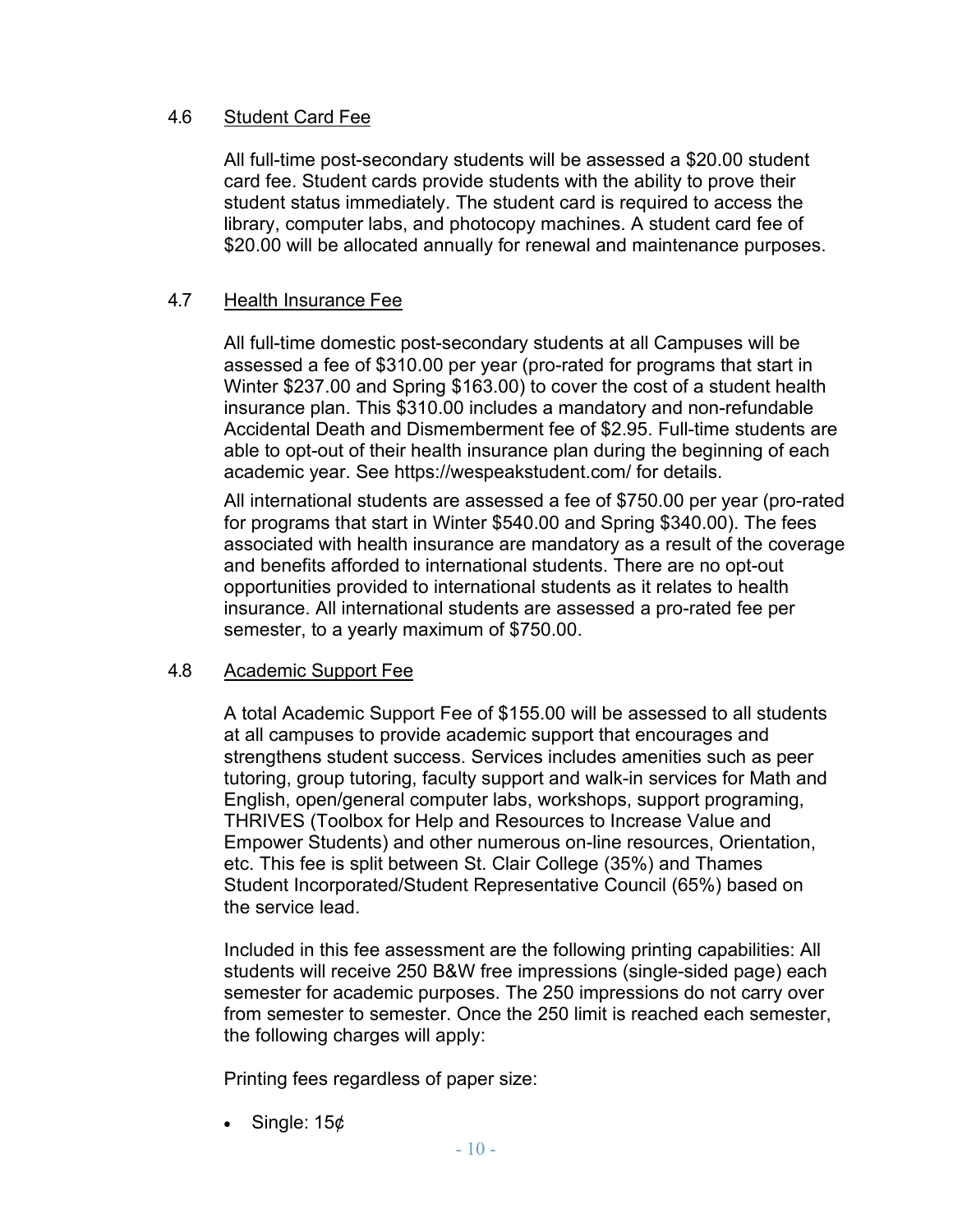### 4.6 Student Card Fee

All full-time post-secondary students will be assessed a $20.00 student card fee. Student cards provide students with the ability to prove their student status immediately. The student card is required to access the library, computer labs, and photocopy machines. A student card fee of $20.00 will be allocated annually for renewal and maintenance purposes.

### 4.7 Health Insurance Fee

All full-time domestic post-secondary students at all Campuses will be assessed a fee of $310.00 per year (pro-rated for programs that start in Winter $237.00 and Spring $163.00) to cover the cost of a student health insurance plan. This $310.00 includes a mandatory and non-refundable Accidental Death and Dismemberment fee of $2.95. Full-time students are able to opt-out of their health insurance plan during the beginning of each academic year. See https://wespeakstudent.com/ for details.

All international students are assessed a fee of $750.00 per year (pro-rated for programs that start in Winter $540.00 and Spring $340.00). The fees associated with health insurance are mandatory as a result of the coverage and benefits afforded to international students. There are no opt-out opportunities provided to international students as it relates to health insurance. All international students are assessed a pro-rated fee per semester, to a yearly maximum of $750.00.

### 4.8 Academic Support Fee

A total Academic Support Fee of $155.00 will be assessed to all students at all campuses to provide academic support that encourages and strengthens student success. Services includes amenities such as peer tutoring, group tutoring, faculty support and walk-in services for Math and English, open/general computer labs, workshops, support programing, THRIVES (Toolbox for Help and Resources to Increase Value and Empower Students) and other numerous on-line resources, Orientation, etc. This fee is split between St. Clair College (35%) and Thames Student Incorporated/Student Representative Council (65%) based on the service lead.

Included in this fee assessment are the following printing capabilities: All students will receive 250 B&W free impressions (single-sided page) each semester for academic purposes. The 250 impressions do not carry over from semester to semester. Once the 250 limit is reached each semester, the following charges will apply:

Printing fees regardless of paper size:

- Single: 15¢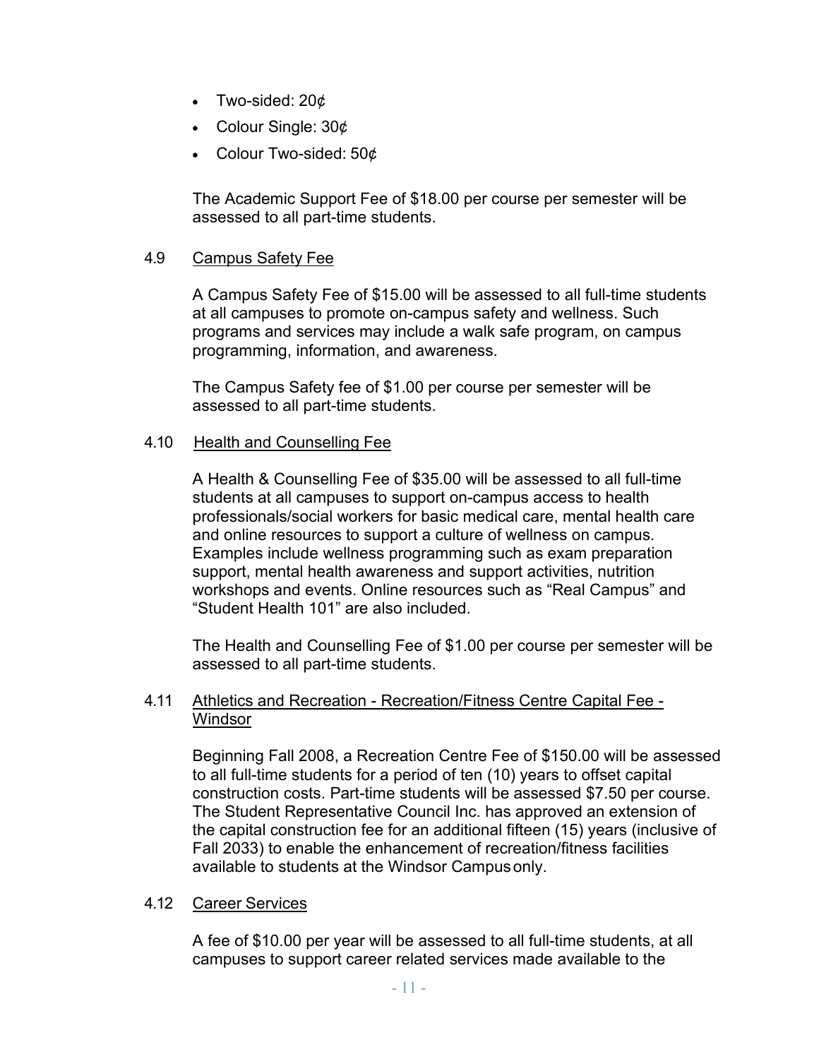- Two-sided: 20¢
- Colour Single: 30¢
- Colour Two-sided: 50¢

The Academic Support Fee of $18.00 per course per semester will be assessed to all part-time students.

### 4.9 Campus Safety Fee

A Campus Safety Fee of $15.00 will be assessed to all full-time students at all campuses to promote on-campus safety and wellness. Such programs and services may include a walk safe program, on campus programming, information, and awareness.

The Campus Safety fee of $1.00 per course per semester will be assessed to all part-time students.

### 4.10 Health and Counselling Fee

A Health & Counselling Fee of $35.00 will be assessed to all full-time students at all campuses to support on-campus access to health professionals/social workers for basic medical care, mental health care and online resources to support a culture of wellness on campus. Examples include wellness programming such as exam preparation support, mental health awareness and support activities, nutrition workshops and events. Online resources such as "Real Campus" and "Student Health 101" are also included.

The Health and Counselling Fee of $1.00 per course per semester will be assessed to all part-time students.

### 4.11 Athletics and Recreation - Recreation/Fitness Centre Capital Fee - Windsor

Beginning Fall 2008, a Recreation Centre Fee of $150.00 will be assessed to all full-time students for a period of ten (10) years to offset capital construction costs. Part-time students will be assessed $7.50 per course. The Student Representative Council Inc. has approved an extension of the capital construction fee for an additional fifteen (15) years (inclusive of Fall 2033) to enable the enhancement of recreation/fitness facilities available to students at the Windsor Campus only.

### 4.12 Career Services

A fee of $10.00 per year will be assessed to all full-time students, at all campuses to support career related services made available to the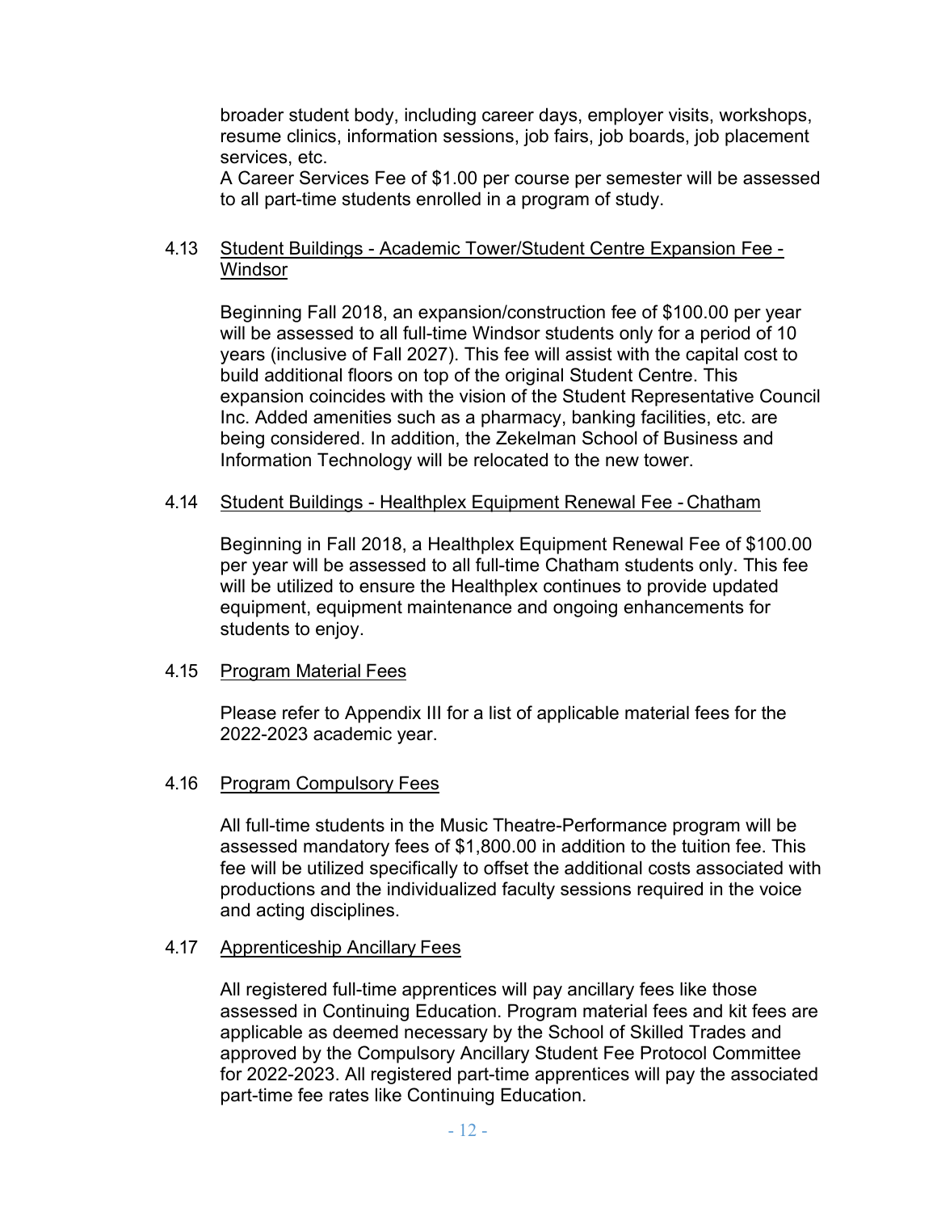broader student body, including career days, employer visits, workshops, resume clinics, information sessions, job fairs, job boards, job placement services, etc.

A Career Services Fee of $1.00 per course per semester will be assessed to all part-time students enrolled in a program of study.

### 4.13 Student Buildings - Academic Tower/Student Centre Expansion Fee - Windsor

Beginning Fall 2018, an expansion/construction fee of $100.00 per year will be assessed to all full-time Windsor students only for a period of 10 years (inclusive of Fall 2027). This fee will assist with the capital cost to build additional floors on top of the original Student Centre. This expansion coincides with the vision of the Student Representative Council Inc. Added amenities such as a pharmacy, banking facilities, etc. are being considered. In addition, the Zekelman School of Business and Information Technology will be relocated to the new tower.

### 4.14 Student Buildings - Healthplex Equipment Renewal Fee - Chatham

Beginning in Fall 2018, a Healthplex Equipment Renewal Fee of $100.00 per year will be assessed to all full-time Chatham students only. This fee will be utilized to ensure the Healthplex continues to provide updated equipment, equipment maintenance and ongoing enhancements for students to enjoy.

### 4.15 Program Material Fees

Please refer to Appendix III for a list of applicable material fees for the 2022-2023 academic year.

### 4.16 Program Compulsory Fees

All full-time students in the Music Theatre-Performance program will be assessed mandatory fees of $1,800.00 in addition to the tuition fee. This fee will be utilized specifically to offset the additional costs associated with productions and the individualized faculty sessions required in the voice and acting disciplines.

### 4.17 Apprenticeship Ancillary Fees

All registered full-time apprentices will pay ancillary fees like those assessed in Continuing Education. Program material fees and kit fees are applicable as deemed necessary by the School of Skilled Trades and approved by the Compulsory Ancillary Student Fee Protocol Committee for 2022-2023. All registered part-time apprentices will pay the associated part-time fee rates like Continuing Education.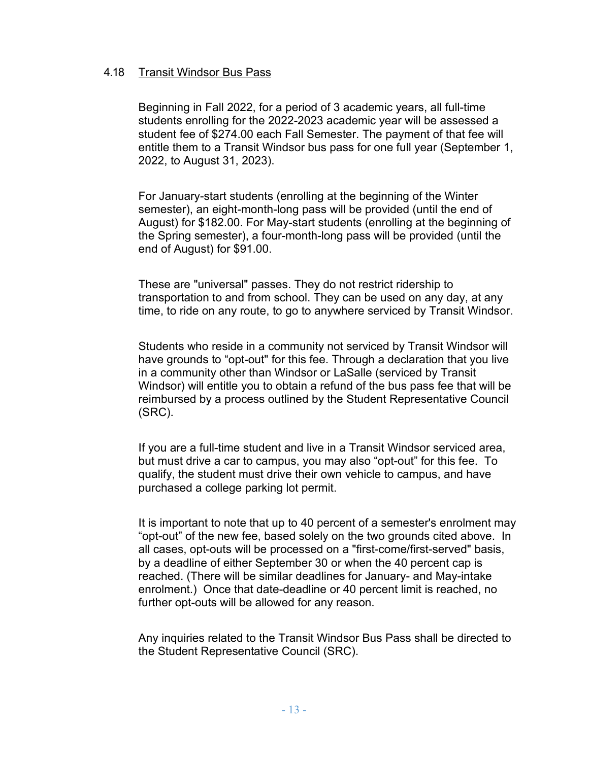### 4.18 Transit Windsor Bus Pass

Beginning in Fall 2022, for a period of 3 academic years, all full-time students enrolling for the 2022-2023 academic year will be assessed a student fee of $274.00 each Fall Semester. The payment of that fee will entitle them to a Transit Windsor bus pass for one full year (September 1, 2022, to August 31, 2023).

For January-start students (enrolling at the beginning of the Winter semester), an eight-month-long pass will be provided (until the end of August) for $182.00. For May-start students (enrolling at the beginning of the Spring semester), a four-month-long pass will be provided (until the end of August) for $91.00.

These are "universal" passes. They do not restrict ridership to transportation to and from school. They can be used on any day, at any time, to ride on any route, to go to anywhere serviced by Transit Windsor.

Students who reside in a community not serviced by Transit Windsor will have grounds to "opt-out" for this fee. Through a declaration that you live in a community other than Windsor or LaSalle (serviced by Transit Windsor) will entitle you to obtain a refund of the bus pass fee that will be reimbursed by a process outlined by the Student Representative Council (SRC).

If you are a full-time student and live in a Transit Windsor serviced area, but must drive a car to campus, you may also "opt-out" for this fee. To qualify, the student must drive their own vehicle to campus, and have purchased a college parking lot permit.

It is important to note that up to 40 percent of a semester's enrolment may "opt-out" of the new fee, based solely on the two grounds cited above. In all cases, opt-outs will be processed on a "first-come/first-served" basis, by a deadline of either September 30 or when the 40 percent cap is reached. (There will be similar deadlines for January- and May-intake enrolment.) Once that date-deadline or 40 percent limit is reached, no further opt-outs will be allowed for any reason.

Any inquiries related to the Transit Windsor Bus Pass shall be directed to the Student Representative Council (SRC).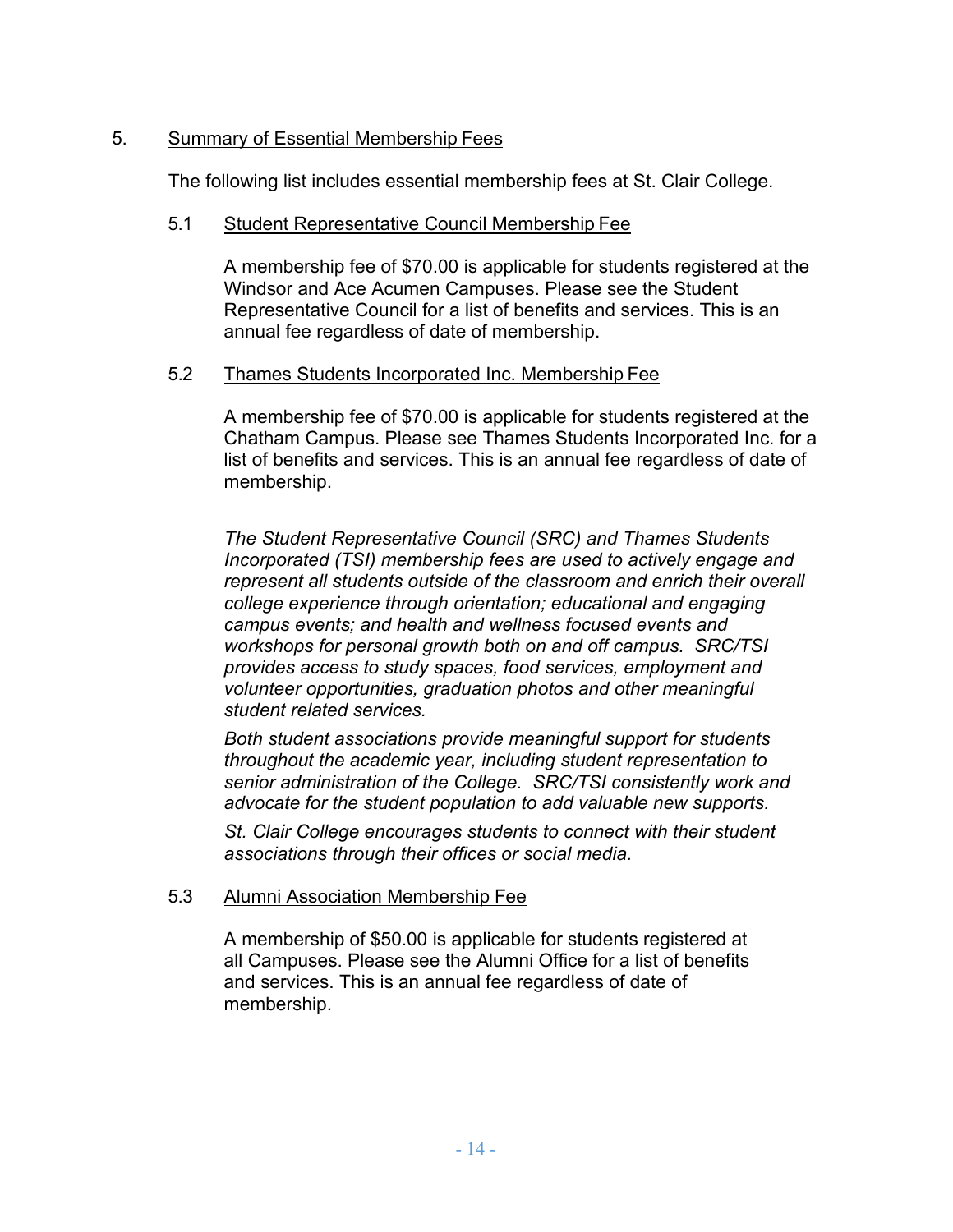## 5. Summary of Essential Membership Fees

The following list includes essential membership fees at St. Clair College.

### 5.1 Student Representative Council Membership Fee

A membership fee of $70.00 is applicable for students registered at the Windsor and Ace Acumen Campuses. Please see the Student Representative Council for a list of benefits and services. This is an annual fee regardless of date of membership.

### 5.2 Thames Students Incorporated Inc. Membership Fee

A membership fee of $70.00 is applicable for students registered at the Chatham Campus. Please see Thames Students Incorporated Inc. for a list of benefits and services. This is an annual fee regardless of date of membership.

*The Student Representative Council (SRC) and Thames Students Incorporated (TSI) membership fees are used to actively engage and represent all students outside of the classroom and enrich their overall college experience through orientation; educational and engaging campus events; and health and wellness focused events and workshops for personal growth both on and off campus. SRC/TSI provides access to study spaces, food services, employment and volunteer opportunities, graduation photos and other meaningful student related services.*

*Both student associations provide meaningful support for students throughout the academic year, including student representation to senior administration of the College. SRC/TSI consistently work and advocate for the student population to add valuable new supports.*

*St. Clair College encourages students to connect with their student associations through their offices or social media.*

### 5.3 Alumni Association Membership Fee

A membership of $50.00 is applicable for students registered at all Campuses. Please see the Alumni Office for a list of benefits and services. This is an annual fee regardless of date of membership.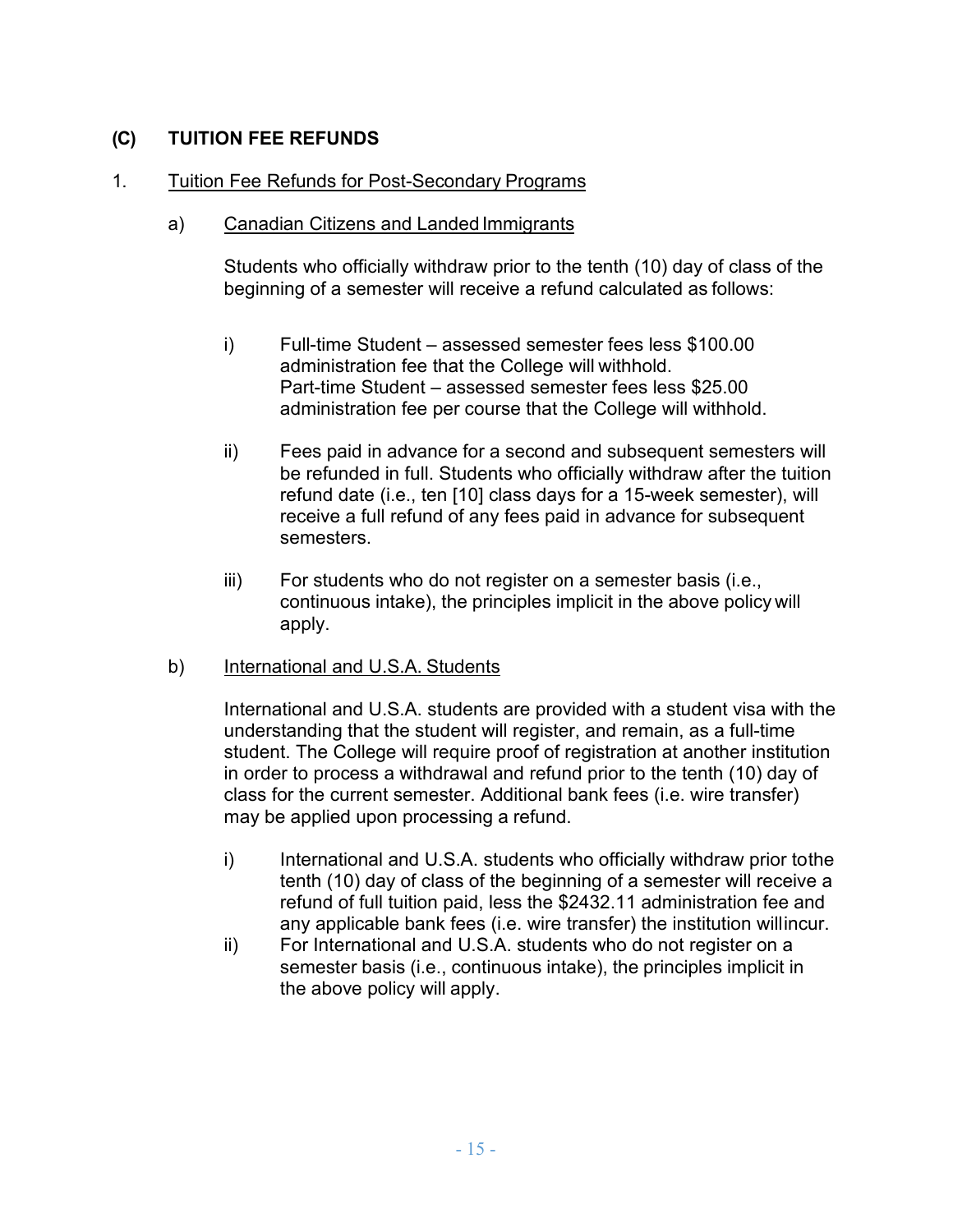## (C) TUITION FEE REFUNDS

1. Tuition Fee Refunds for Post-Secondary Programs

   a) Canadian Citizens and Landed Immigrants

   Students who officially withdraw prior to the tenth (10) day of class of the beginning of a semester will receive a refund calculated as follows:

   i) Full-time Student – assessed semester fees less $100.00 administration fee that the College will withhold.
   Part-time Student – assessed semester fees less $25.00 administration fee per course that the College will withhold.

   ii) Fees paid in advance for a second and subsequent semesters will be refunded in full. Students who officially withdraw after the tuition refund date (i.e., ten [10] class days for a 15-week semester), will receive a full refund of any fees paid in advance for subsequent semesters.

   iii) For students who do not register on a semester basis (i.e., continuous intake), the principles implicit in the above policy will apply.

   b) International and U.S.A. Students

   International and U.S.A. students are provided with a student visa with the understanding that the student will register, and remain, as a full-time student. The College will require proof of registration at another institution in order to process a withdrawal and refund prior to the tenth (10) day of class for the current semester. Additional bank fees (i.e. wire transfer) may be applied upon processing a refund.

   i) International and U.S.A. students who officially withdraw prior to the tenth (10) day of class of the beginning of a semester will receive a refund of full tuition paid, less the $2432.11 administration fee and any applicable bank fees (i.e. wire transfer) the institution will incur.

   ii) For International and U.S.A. students who do not register on a semester basis (i.e., continuous intake), the principles implicit in the above policy will apply.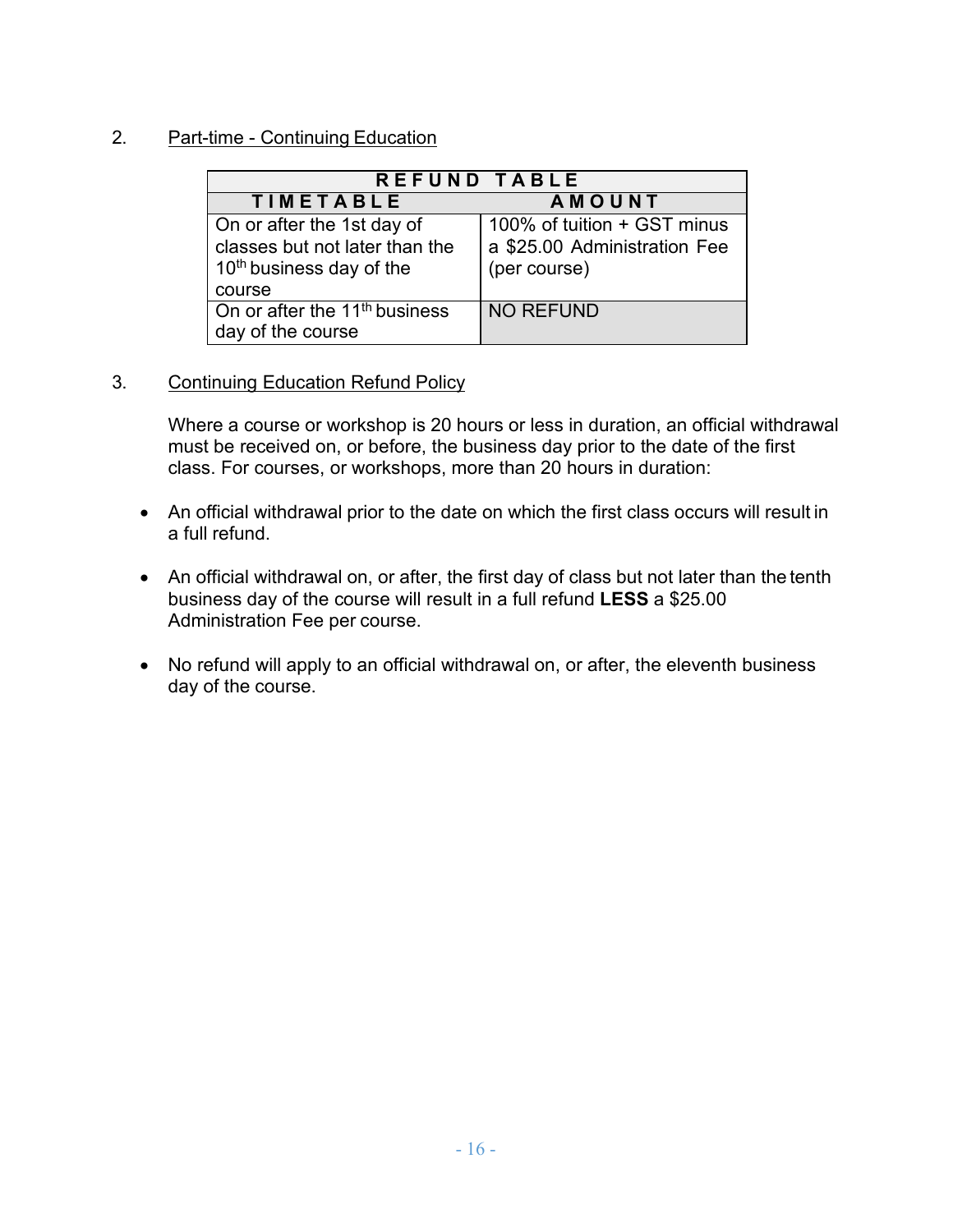2. Part-time - Continuing Education

| REFUND TABLE | |
|---|---|
| **TIMETABLE** | **AMOUNT** |
| On or after the 1st day of classes but not later than the 10th business day of the course | 100% of tuition + GST minus a $25.00 Administration Fee (per course) |
| On or after the 11th business day of the course | NO REFUND |

3. Continuing Education Refund Policy

Where a course or workshop is 20 hours or less in duration, an official withdrawal must be received on, or before, the business day prior to the date of the first class. For courses, or workshops, more than 20 hours in duration:

- An official withdrawal prior to the date on which the first class occurs will result in a full refund.
- An official withdrawal on, or after, the first day of class but not later than the tenth business day of the course will result in a full refund **LESS** a $25.00 Administration Fee per course.
- No refund will apply to an official withdrawal on, or after, the eleventh business day of the course.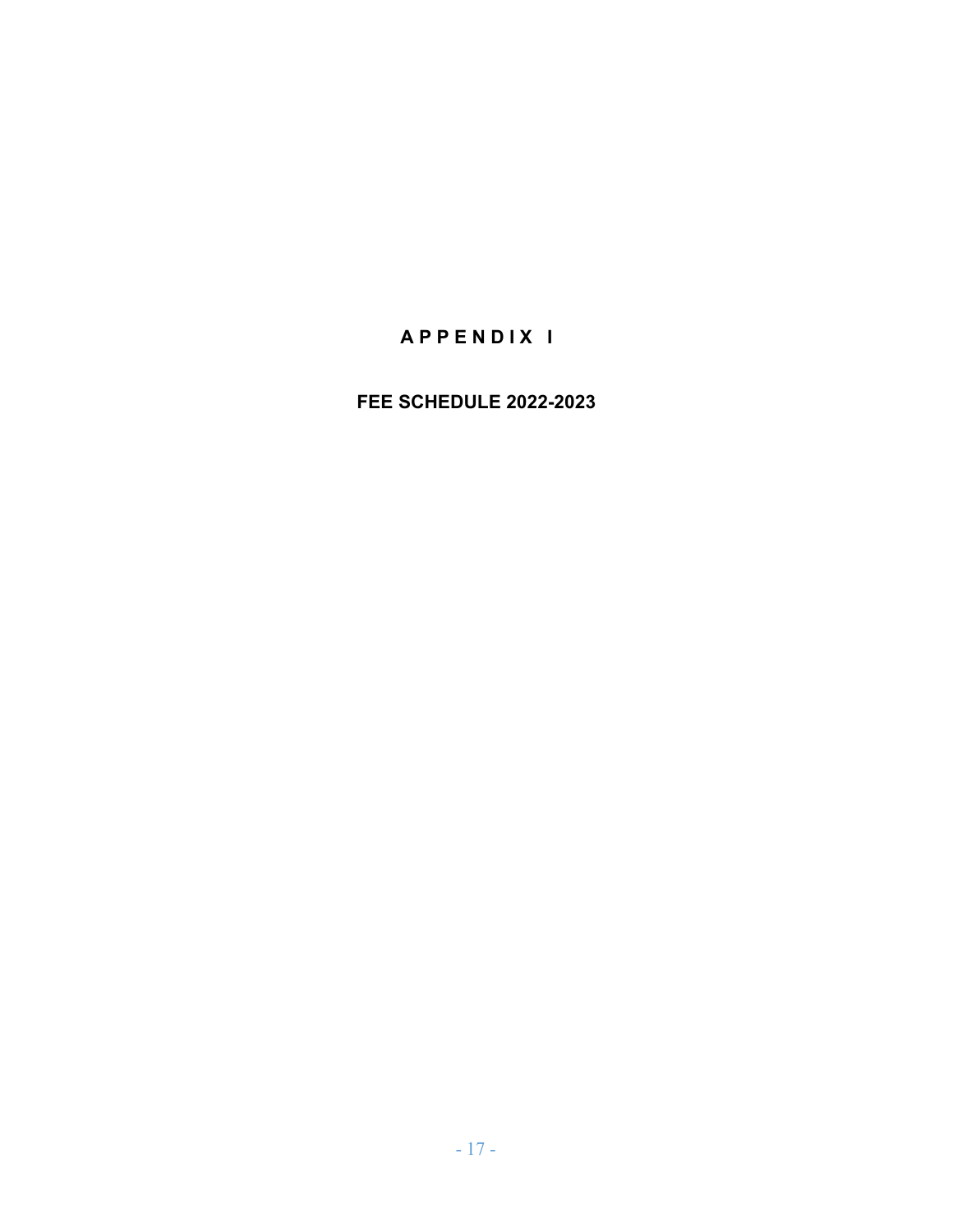# A P P E N D I X I

## FEE SCHEDULE 2022-2023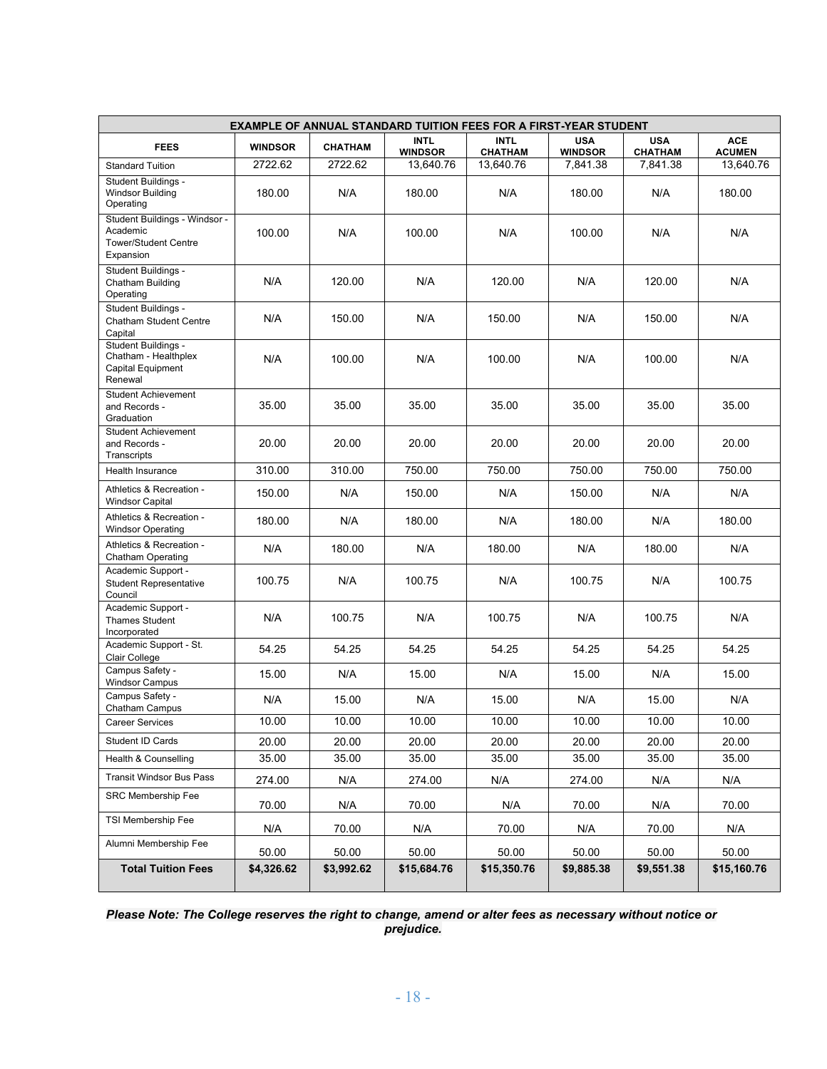| EXAMPLE OF ANNUAL STANDARD TUITION FEES FOR A FIRST-YEAR STUDENT | | | | | | | |
|---|---|---|---|---|---|---|---|
| **FEES** | **WINDSOR** | **CHATHAM** | **INTL WINDSOR** | **INTL CHATHAM** | **USA WINDSOR** | **USA CHATHAM** | **ACE ACUMEN** |
| Standard Tuition | 2722.62 | 2722.62 | 13,640.76 | 13,640.76 | 7,841.38 | 7,841.38 | 13,640.76 |
| Student Buildings - Windsor Building Operating | 180.00 | N/A | 180.00 | N/A | 180.00 | N/A | 180.00 |
| Student Buildings - Windsor - Academic Tower/Student Centre Expansion | 100.00 | N/A | 100.00 | N/A | 100.00 | N/A | N/A |
| Student Buildings - Chatham Building Operating | N/A | 120.00 | N/A | 120.00 | N/A | 120.00 | N/A |
| Student Buildings - Chatham Student Centre Capital | N/A | 150.00 | N/A | 150.00 | N/A | 150.00 | N/A |
| Student Buildings - Chatham - Healthplex Capital Equipment Renewal | N/A | 100.00 | N/A | 100.00 | N/A | 100.00 | N/A |
| Student Achievement and Records - Graduation | 35.00 | 35.00 | 35.00 | 35.00 | 35.00 | 35.00 | 35.00 |
| Student Achievement and Records - Transcripts | 20.00 | 20.00 | 20.00 | 20.00 | 20.00 | 20.00 | 20.00 |
| Health Insurance | 310.00 | 310.00 | 750.00 | 750.00 | 750.00 | 750.00 | 750.00 |
| Athletics & Recreation - Windsor Capital | 150.00 | N/A | 150.00 | N/A | 150.00 | N/A | N/A |
| Athletics & Recreation - Windsor Operating | 180.00 | N/A | 180.00 | N/A | 180.00 | N/A | 180.00 |
| Athletics & Recreation - Chatham Operating | N/A | 180.00 | N/A | 180.00 | N/A | 180.00 | N/A |
| Academic Support - Student Representative Council | 100.75 | N/A | 100.75 | N/A | 100.75 | N/A | 100.75 |
| Academic Support - Thames Student Incorporated | N/A | 100.75 | N/A | 100.75 | N/A | 100.75 | N/A |
| Academic Support - St. Clair College | 54.25 | 54.25 | 54.25 | 54.25 | 54.25 | 54.25 | 54.25 |
| Campus Safety - Windsor Campus | 15.00 | N/A | 15.00 | N/A | 15.00 | N/A | 15.00 |
| Campus Safety - Chatham Campus | N/A | 15.00 | N/A | 15.00 | N/A | 15.00 | N/A |
| Career Services | 10.00 | 10.00 | 10.00 | 10.00 | 10.00 | 10.00 | 10.00 |
| Student ID Cards | 20.00 | 20.00 | 20.00 | 20.00 | 20.00 | 20.00 | 20.00 |
| Health & Counselling | 35.00 | 35.00 | 35.00 | 35.00 | 35.00 | 35.00 | 35.00 |
| Transit Windsor Bus Pass | 274.00 | N/A | 274.00 | N/A | 274.00 | N/A | N/A |
| SRC Membership Fee | 70.00 | N/A | 70.00 | N/A | 70.00 | N/A | 70.00 |
| TSI Membership Fee | N/A | 70.00 | N/A | 70.00 | N/A | 70.00 | N/A |
| Alumni Membership Fee | 50.00 | 50.00 | 50.00 | 50.00 | 50.00 | 50.00 | 50.00 |
| **Total Tuition Fees** | **$4,326.62** | **$3,992.62** | **$15,684.76** | **$15,350.76** | **$9,885.38** | **$9,551.38** | **$15,160.76** |

***Please Note: The College reserves the right to change, amend or alter fees as necessary without notice or prejudice.***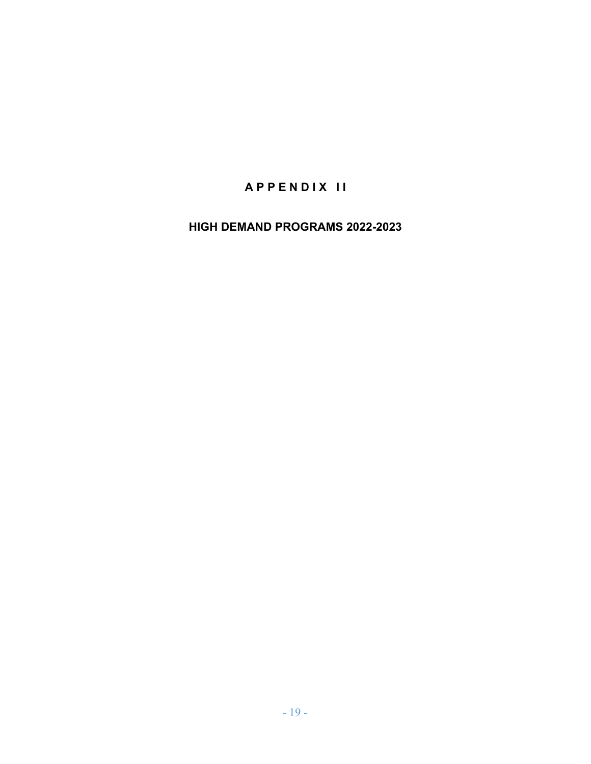# APPENDIX II

## HIGH DEMAND PROGRAMS 2022-2023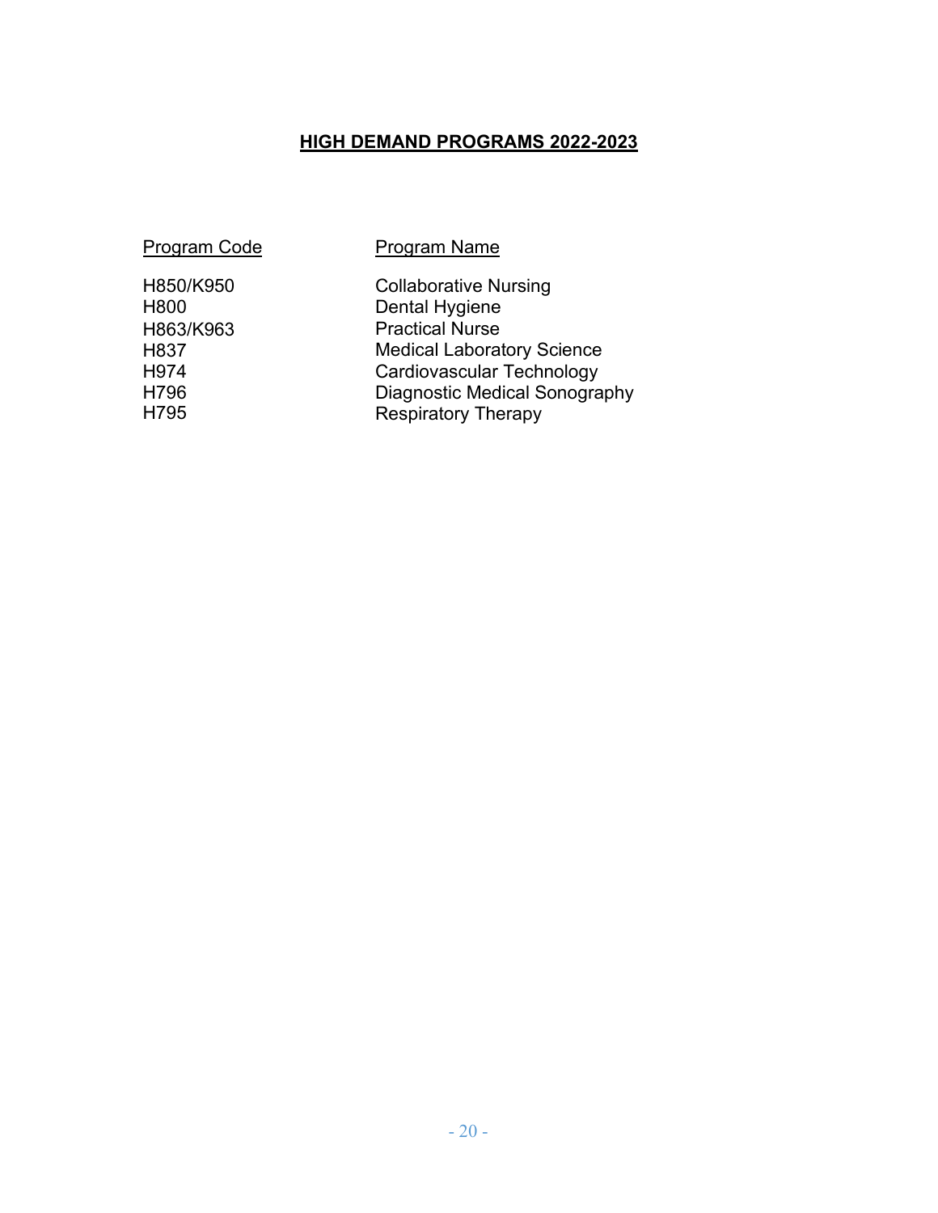## HIGH DEMAND PROGRAMS 2022-2023

| Program Code | Program Name |
|---|---|
| H850/K950 | Collaborative Nursing |
| H800 | Dental Hygiene |
| H863/K963 | Practical Nurse |
| H837 | Medical Laboratory Science |
| H974 | Cardiovascular Technology |
| H796 | Diagnostic Medical Sonography |
| H795 | Respiratory Therapy |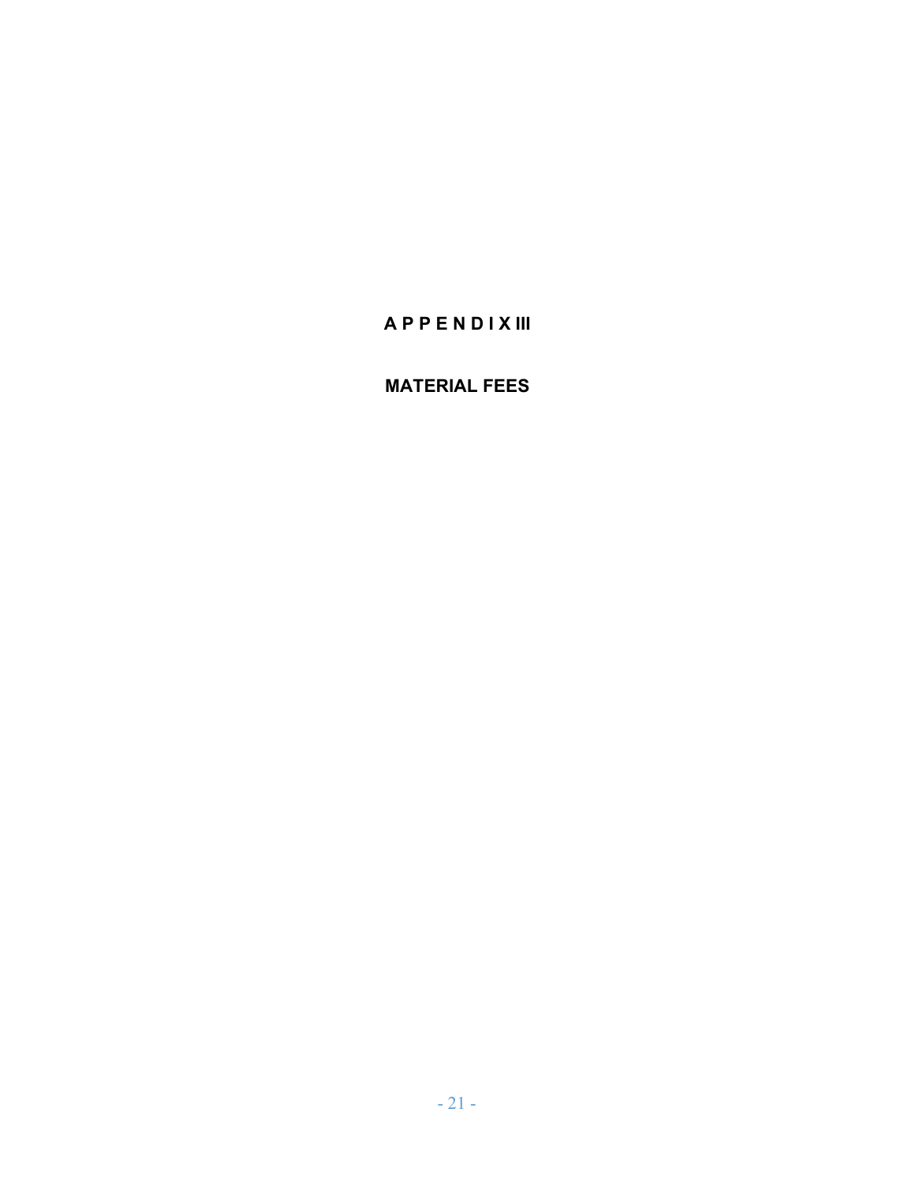# A P P E N D I X III

## MATERIAL FEES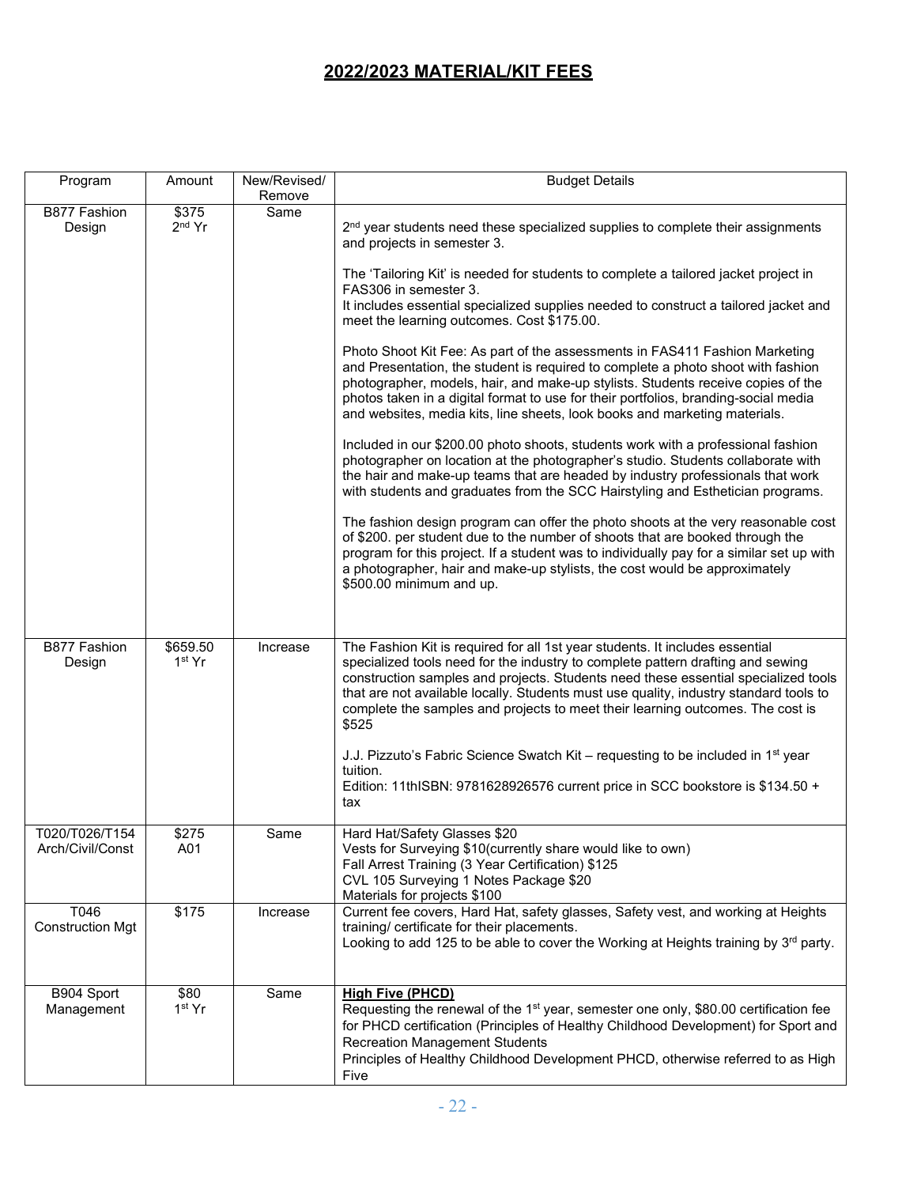# 2022/2023 MATERIAL/KIT FEES

| Program | Amount | New/Revised/ Remove | Budget Details |
|---|---|---|---|
| B877 Fashion Design | \$375 2nd Yr | Same | 2nd year students need these specialized supplies to complete their assignments and projects in semester 3.<br><br>The 'Tailoring Kit' is needed for students to complete a tailored jacket project in FAS306 in semester 3.<br>It includes essential specialized supplies needed to construct a tailored jacket and meet the learning outcomes. Cost \$175.00.<br><br>Photo Shoot Kit Fee: As part of the assessments in FAS411 Fashion Marketing and Presentation, the student is required to complete a photo shoot with fashion photographer, models, hair, and make-up stylists. Students receive copies of the photos taken in a digital format to use for their portfolios, branding-social media and websites, media kits, line sheets, look books and marketing materials.<br><br>Included in our \$200.00 photo shoots, students work with a professional fashion photographer on location at the photographer's studio. Students collaborate with the hair and make-up teams that are headed by industry professionals that work with students and graduates from the SCC Hairstyling and Esthetician programs.<br><br>The fashion design program can offer the photo shoots at the very reasonable cost of \$200. per student due to the number of shoots that are booked through the program for this project. If a student was to individually pay for a similar set up with a photographer, hair and make-up stylists, the cost would be approximately \$500.00 minimum and up. |
| B877 Fashion Design | \$659.50 1st Yr | Increase | The Fashion Kit is required for all 1st year students. It includes essential specialized tools need for the industry to complete pattern drafting and sewing construction samples and projects. Students need these essential specialized tools that are not available locally. Students must use quality, industry standard tools to complete the samples and projects to meet their learning outcomes. The cost is \$525<br><br>J.J. Pizzuto's Fabric Science Swatch Kit – requesting to be included in 1st year tuition.<br>Edition: 11thISBN: 9781628926576 current price in SCC bookstore is \$134.50 + tax |
| T020/T026/T154 Arch/Civil/Const | \$275 A01 | Same | Hard Hat/Safety Glasses \$20<br>Vests for Surveying \$10(currently share would like to own)<br>Fall Arrest Training (3 Year Certification) \$125<br>CVL 105 Surveying 1 Notes Package \$20<br>Materials for projects \$100 |
| T046 Construction Mgt | \$175 | Increase | Current fee covers, Hard Hat, safety glasses, Safety vest, and working at Heights training/ certificate for their placements.<br>Looking to add 125 to be able to cover the Working at Heights training by 3rd party. |
| B904 Sport Management | \$80 1st Yr | Same | **High Five (PHCD)**<br>Requesting the renewal of the 1st year, semester one only, \$80.00 certification fee for PHCD certification (Principles of Healthy Childhood Development) for Sport and Recreation Management Students<br>Principles of Healthy Childhood Development PHCD, otherwise referred to as High Five |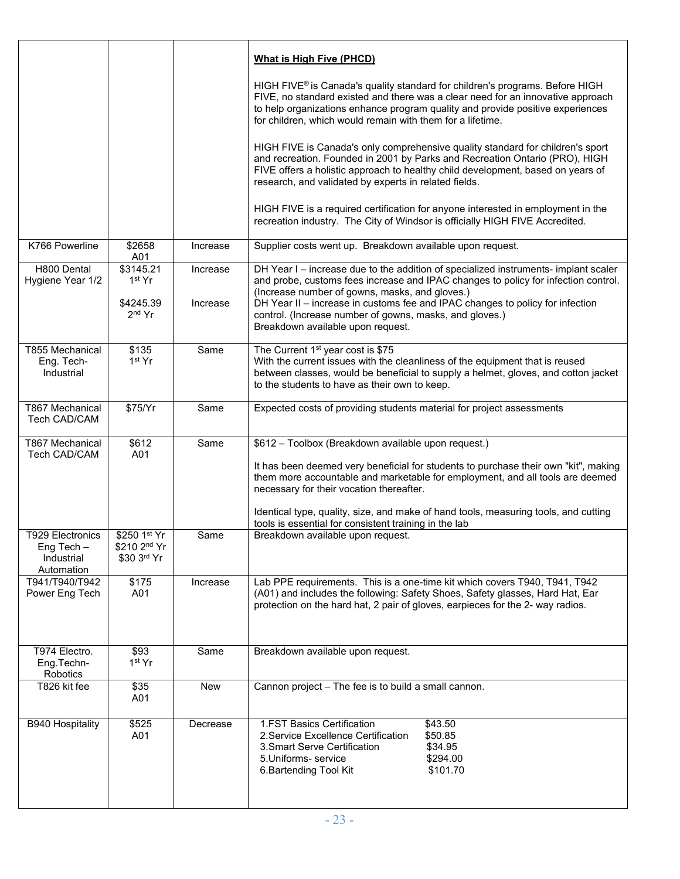| | | | |
|---|---|---|---|
| | | | **What is High Five (PHCD)**<br><br>HIGH FIVE® is Canada's quality standard for children's programs. Before HIGH FIVE, no standard existed and there was a clear need for an innovative approach to help organizations enhance program quality and provide positive experiences for children, which would remain with them for a lifetime.<br><br>HIGH FIVE is Canada's only comprehensive quality standard for children's sport and recreation. Founded in 2001 by Parks and Recreation Ontario (PRO), HIGH FIVE offers a holistic approach to healthy child development, based on years of research, and validated by experts in related fields.<br><br>HIGH FIVE is a required certification for anyone interested in employment in the recreation industry. The City of Windsor is officially HIGH FIVE Accredited. |
| K766 Powerline | $2658 A01 | Increase | Supplier costs went up. Breakdown available upon request. |
| H800 Dental Hygiene Year 1/2 | $3145.21 1st Yr<br><br>$4245.39 2nd Yr | Increase<br><br>Increase | DH Year I – increase due to the addition of specialized instruments- implant scaler and probe, customs fees increase and IPAC changes to policy for infection control. (Increase number of gowns, masks, and gloves.)<br>DH Year II – increase in customs fee and IPAC changes to policy for infection control. (Increase number of gowns, masks, and gloves.)<br>Breakdown available upon request. |
| T855 Mechanical Eng. Tech- Industrial | $135 1st Yr | Same | The Current 1st year cost is $75<br>With the current issues with the cleanliness of the equipment that is reused between classes, would be beneficial to supply a helmet, gloves, and cotton jacket to the students to have as their own to keep. |
| T867 Mechanical Tech CAD/CAM | $75/Yr | Same | Expected costs of providing students material for project assessments |
| T867 Mechanical Tech CAD/CAM | $612 A01 | Same | $612 – Toolbox (Breakdown available upon request.)<br><br>It has been deemed very beneficial for students to purchase their own "kit", making them more accountable and marketable for employment, and all tools are deemed necessary for their vocation thereafter.<br><br>Identical type, quality, size, and make of hand tools, measuring tools, and cutting tools is essential for consistent training in the lab |
| T929 Electronics Eng Tech – Industrial Automation | $250 1st Yr<br>$210 2nd Yr<br>$30 3rd Yr | Same | Breakdown available upon request. |
| T941/T940/T942 Power Eng Tech | $175 A01 | Increase | Lab PPE requirements. This is a one-time kit which covers T940, T941, T942 (A01) and includes the following: Safety Shoes, Safety glasses, Hard Hat, Ear protection on the hard hat, 2 pair of gloves, earpieces for the 2- way radios. |
| T974 Electro. Eng.Techn- Robotics | $93 1st Yr | Same | Breakdown available upon request. |
| T826 kit fee | $35 A01 | New | Cannon project – The fee is to build a small cannon. |
| B940 Hospitality | $525 A01 | Decrease | 1.FST Basics Certification $43.50<br>2.Service Excellence Certification $50.85<br>3.Smart Serve Certification $34.95<br>5.Uniforms- service $294.00<br>6.Bartending Tool Kit $101.70 |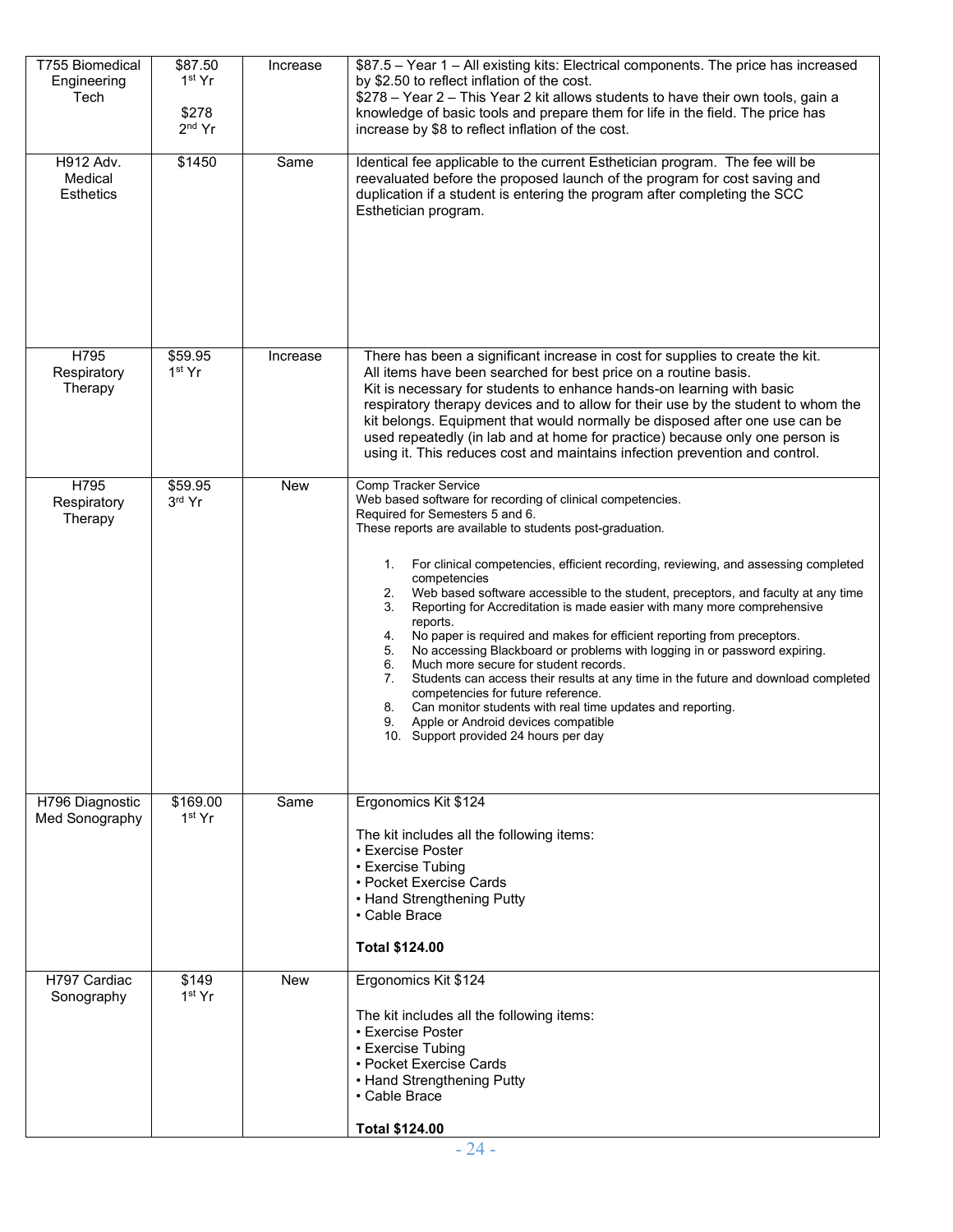| | | | |
|---|---|---|---|
| T755 Biomedical Engineering Tech | $87.50 1st Yr<br><br>$278 2nd Yr | Increase | $87.5 – Year 1 – All existing kits: Electrical components. The price has increased by $2.50 to reflect inflation of the cost.<br>$278 – Year 2 – This Year 2 kit allows students to have their own tools, gain a knowledge of basic tools and prepare them for life in the field. The price has increase by $8 to reflect inflation of the cost. |
| H912 Adv. Medical Esthetics | $1450 | Same | Identical fee applicable to the current Esthetician program. The fee will be reevaluated before the proposed launch of the program for cost saving and duplication if a student is entering the program after completing the SCC Esthetician program. |
| H795 Respiratory Therapy | $59.95 1st Yr | Increase | There has been a significant increase in cost for supplies to create the kit. All items have been searched for best price on a routine basis. Kit is necessary for students to enhance hands-on learning with basic respiratory therapy devices and to allow for their use by the student to whom the kit belongs. Equipment that would normally be disposed after one use can be used repeatedly (in lab and at home for practice) because only one person is using it. This reduces cost and maintains infection prevention and control. |
| H795 Respiratory Therapy | $59.95 3rd Yr | New | Comp Tracker Service<br>Web based software for recording of clinical competencies.<br>Required for Semesters 5 and 6.<br>These reports are available to students post-graduation.<br><br>1. For clinical competencies, efficient recording, reviewing, and assessing completed competencies<br>2. Web based software accessible to the student, preceptors, and faculty at any time<br>3. Reporting for Accreditation is made easier with many more comprehensive reports.<br>4. No paper is required and makes for efficient reporting from preceptors.<br>5. No accessing Blackboard or problems with logging in or password expiring.<br>6. Much more secure for student records.<br>7. Students can access their results at any time in the future and download completed competencies for future reference.<br>8. Can monitor students with real time updates and reporting.<br>9. Apple or Android devices compatible<br>10. Support provided 24 hours per day |
| H796 Diagnostic Med Sonography | $169.00 1st Yr | Same | Ergonomics Kit $124<br><br>The kit includes all the following items:<br>• Exercise Poster<br>• Exercise Tubing<br>• Pocket Exercise Cards<br>• Hand Strengthening Putty<br>• Cable Brace<br><br>**Total $124.00** |
| H797 Cardiac Sonography | $149 1st Yr | New | Ergonomics Kit $124<br><br>The kit includes all the following items:<br>• Exercise Poster<br>• Exercise Tubing<br>• Pocket Exercise Cards<br>• Hand Strengthening Putty<br>• Cable Brace<br><br>**Total $124.00** |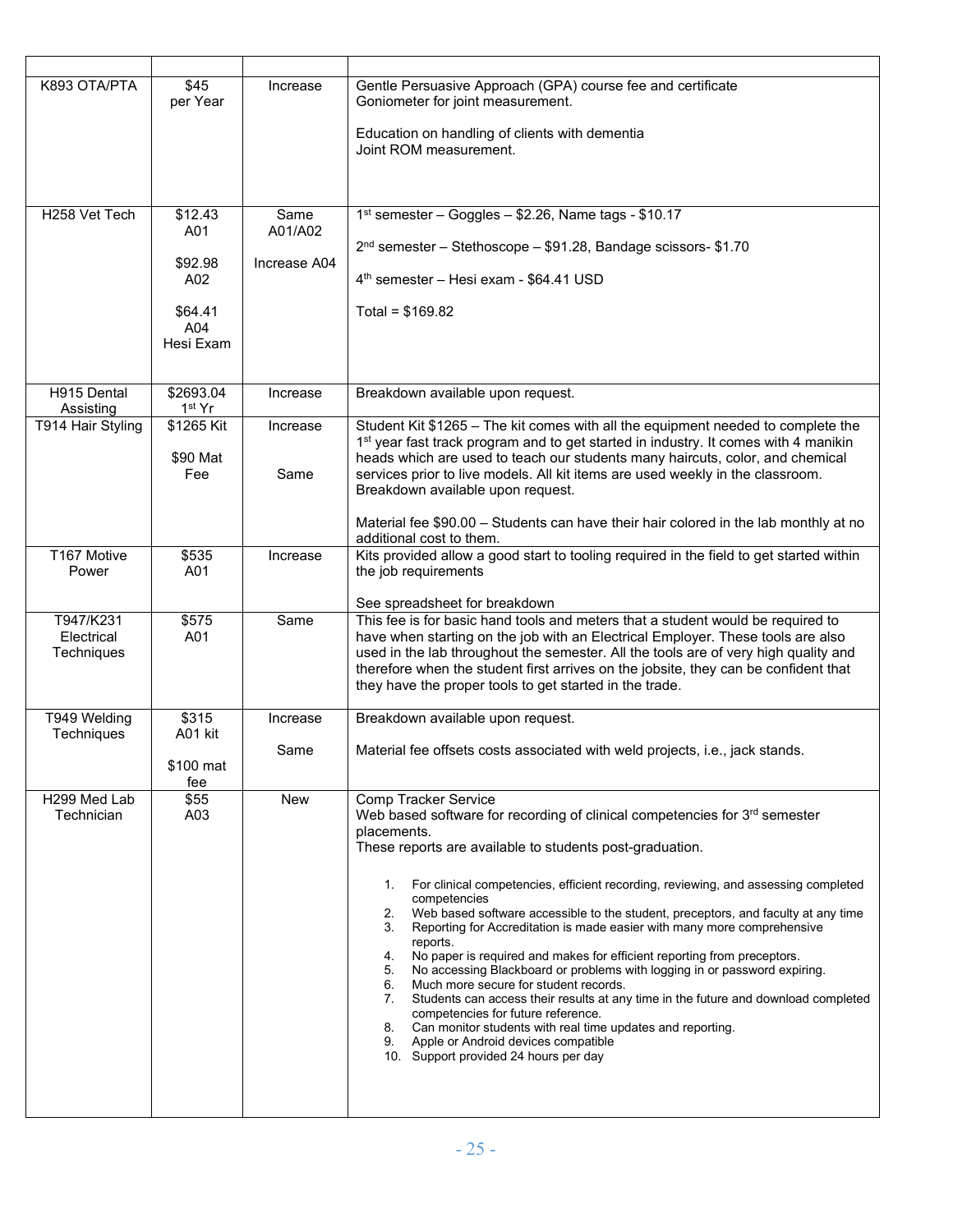| | | | |
|---|---|---|---|
| K893 OTA/PTA | $45 per Year | Increase | Gentle Persuasive Approach (GPA) course fee and certificate<br>Goniometer for joint measurement.<br><br>Education on handling of clients with dementia<br>Joint ROM measurement. |
| H258 Vet Tech | $12.43 A01<br><br>$92.98 A02<br><br>$64.41 A04 Hesi Exam | Same A01/A02<br><br>Increase A04 | 1st semester – Goggles – $2.26, Name tags - $10.17<br><br>2nd semester – Stethoscope – $91.28, Bandage scissors- $1.70<br><br>4th semester – Hesi exam - $64.41 USD<br><br>Total = $169.82 |
| H915 Dental Assisting | $2693.04 1st Yr | Increase | Breakdown available upon request. |
| T914 Hair Styling | $1265 Kit<br><br>$90 Mat Fee | Increase<br><br>Same | Student Kit $1265 – The kit comes with all the equipment needed to complete the 1st year fast track program and to get started in industry. It comes with 4 manikin heads which are used to teach our students many haircuts, color, and chemical services prior to live models. All kit items are used weekly in the classroom. Breakdown available upon request.<br><br>Material fee $90.00 – Students can have their hair colored in the lab monthly at no additional cost to them. |
| T167 Motive Power | $535 A01 | Increase | Kits provided allow a good start to tooling required in the field to get started within the job requirements<br><br>See spreadsheet for breakdown |
| T947/K231 Electrical Techniques | $575 A01 | Same | This fee is for basic hand tools and meters that a student would be required to have when starting on the job with an Electrical Employer. These tools are also used in the lab throughout the semester. All the tools are of very high quality and therefore when the student first arrives on the jobsite, they can be confident that they have the proper tools to get started in the trade. |
| T949 Welding Techniques | $315 A01 kit<br><br>$100 mat fee | Increase<br><br>Same | Breakdown available upon request.<br><br>Material fee offsets costs associated with weld projects, i.e., jack stands. |
| H299 Med Lab Technician | $55 A03 | New | Comp Tracker Service<br>Web based software for recording of clinical competencies for 3rd semester placements.<br>These reports are available to students post-graduation.<br><br>1. For clinical competencies, efficient recording, reviewing, and assessing completed competencies<br>2. Web based software accessible to the student, preceptors, and faculty at any time<br>3. Reporting for Accreditation is made easier with many more comprehensive reports.<br>4. No paper is required and makes for efficient reporting from preceptors.<br>5. No accessing Blackboard or problems with logging in or password expiring.<br>6. Much more secure for student records.<br>7. Students can access their results at any time in the future and download completed competencies for future reference.<br>8. Can monitor students with real time updates and reporting.<br>9. Apple or Android devices compatible<br>10. Support provided 24 hours per day |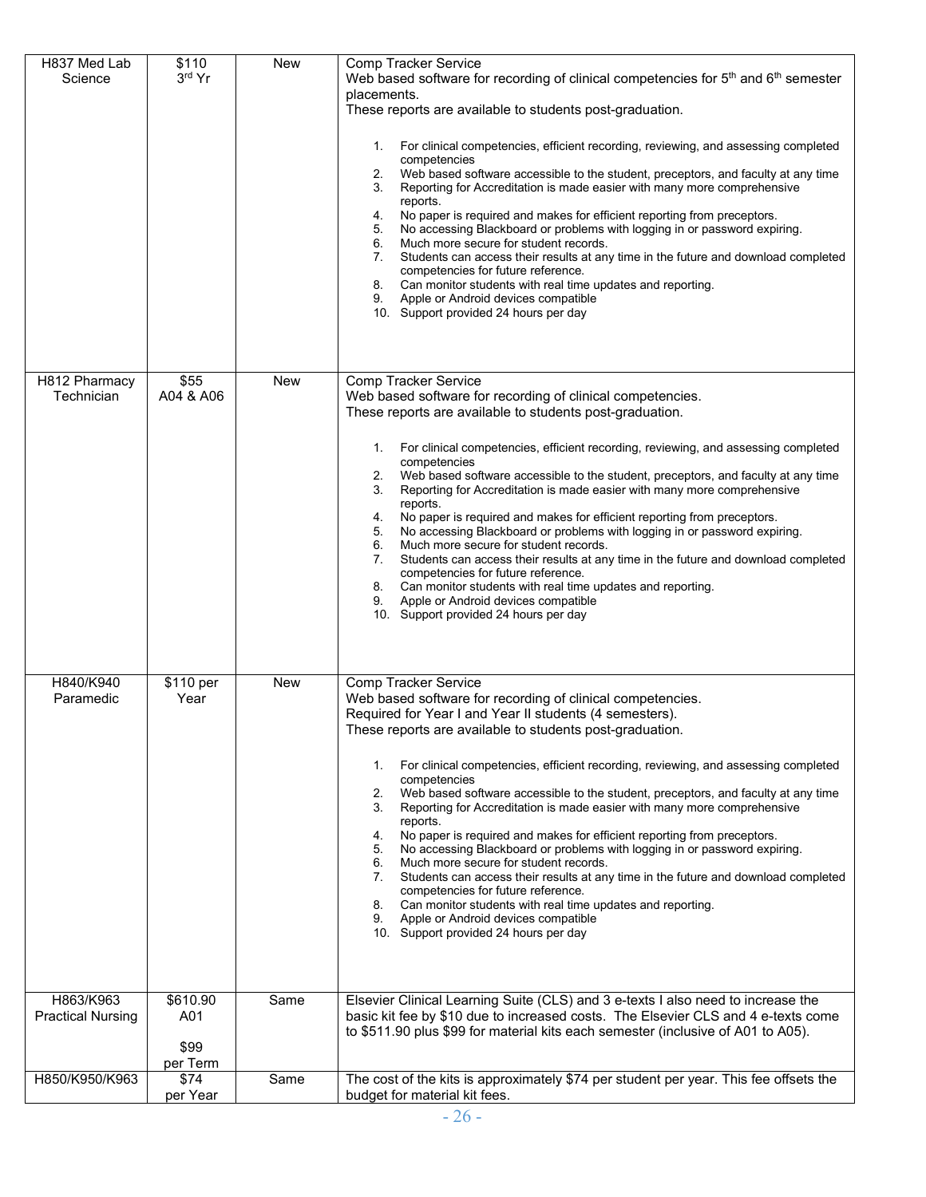| | | | |
|---|---|---|---|
| H837 Med Lab Science | \$110<br>3rd Yr | New | Comp Tracker Service<br>Web based software for recording of clinical competencies for 5th and 6th semester placements.<br>These reports are available to students post-graduation.<br><br>1. For clinical competencies, efficient recording, reviewing, and assessing completed competencies<br>2. Web based software accessible to the student, preceptors, and faculty at any time<br>3. Reporting for Accreditation is made easier with many more comprehensive reports.<br>4. No paper is required and makes for efficient reporting from preceptors.<br>5. No accessing Blackboard or problems with logging in or password expiring.<br>6. Much more secure for student records.<br>7. Students can access their results at any time in the future and download completed competencies for future reference.<br>8. Can monitor students with real time updates and reporting.<br>9. Apple or Android devices compatible<br>10. Support provided 24 hours per day |
| H812 Pharmacy Technician | \$55<br>A04 & A06 | New | Comp Tracker Service<br>Web based software for recording of clinical competencies.<br>These reports are available to students post-graduation.<br><br>1. For clinical competencies, efficient recording, reviewing, and assessing completed competencies<br>2. Web based software accessible to the student, preceptors, and faculty at any time<br>3. Reporting for Accreditation is made easier with many more comprehensive reports.<br>4. No paper is required and makes for efficient reporting from preceptors.<br>5. No accessing Blackboard or problems with logging in or password expiring.<br>6. Much more secure for student records.<br>7. Students can access their results at any time in the future and download completed competencies for future reference.<br>8. Can monitor students with real time updates and reporting.<br>9. Apple or Android devices compatible<br>10. Support provided 24 hours per day |
| H840/K940 Paramedic | \$110 per Year | New | Comp Tracker Service<br>Web based software for recording of clinical competencies.<br>Required for Year I and Year II students (4 semesters).<br>These reports are available to students post-graduation.<br><br>1. For clinical competencies, efficient recording, reviewing, and assessing completed competencies<br>2. Web based software accessible to the student, preceptors, and faculty at any time<br>3. Reporting for Accreditation is made easier with many more comprehensive reports.<br>4. No paper is required and makes for efficient reporting from preceptors.<br>5. No accessing Blackboard or problems with logging in or password expiring.<br>6. Much more secure for student records.<br>7. Students can access their results at any time in the future and download completed competencies for future reference.<br>8. Can monitor students with real time updates and reporting.<br>9. Apple or Android devices compatible<br>10. Support provided 24 hours per day |
| H863/K963 Practical Nursing | \$610.90<br>A01<br><br>\$99<br>per Term | Same | Elsevier Clinical Learning Suite (CLS) and 3 e-texts I also need to increase the basic kit fee by \$10 due to increased costs. The Elsevier CLS and 4 e-texts come to \$511.90 plus \$99 for material kits each semester (inclusive of A01 to A05). |
| H850/K950/K963 | \$74<br>per Year | Same | The cost of the kits is approximately \$74 per student per year. This fee offsets the budget for material kit fees. |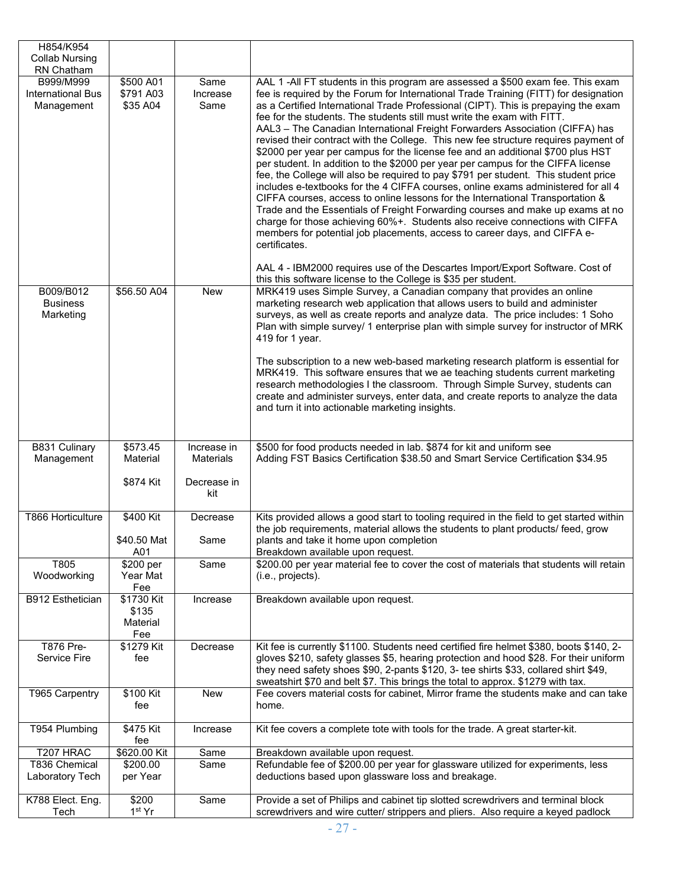| | | | |
|---|---|---|---|
| H854/K954 Collab Nursing RN Chatham | | | |
| B999/M999 International Bus Management | \$500 A01<br>\$791 A03<br>\$35 A04 | Same<br>Increase<br>Same | AAL 1 -All FT students in this program are assessed a \$500 exam fee. This exam fee is required by the Forum for International Trade Training (FITT) for designation as a Certified International Trade Professional (CIPT). This is prepaying the exam fee for the students. The students still must write the exam with FITT.<br>AAL3 – The Canadian International Freight Forwarders Association (CIFFA) has revised their contract with the College. This new fee structure requires payment of \$2000 per year per campus for the license fee and an additional \$700 plus HST per student. In addition to the \$2000 per year per campus for the CIFFA license fee, the College will also be required to pay \$791 per student. This student price includes e-textbooks for the 4 CIFFA courses, online exams administered for all 4 CIFFA courses, access to online lessons for the International Transportation & Trade and the Essentials of Freight Forwarding courses and make up exams at no charge for those achieving 60%+. Students also receive connections with CIFFA members for potential job placements, access to career days, and CIFFA e-certificates.<br><br>AAL 4 - IBM2000 requires use of the Descartes Import/Export Software. Cost of this this software license to the College is \$35 per student. |
| B009/B012 Business Marketing | \$56.50 A04 | New | MRK419 uses Simple Survey, a Canadian company that provides an online marketing research web application that allows users to build and administer surveys, as well as create reports and analyze data. The price includes: 1 Soho Plan with simple survey/ 1 enterprise plan with simple survey for instructor of MRK 419 for 1 year.<br><br>The subscription to a new web-based marketing research platform is essential for MRK419. This software ensures that we ae teaching students current marketing research methodologies I the classroom. Through Simple Survey, students can create and administer surveys, enter data, and create reports to analyze the data and turn it into actionable marketing insights. |
| B831 Culinary Management | \$573.45 Material<br><br>\$874 Kit | Increase in Materials<br><br>Decrease in kit | \$500 for food products needed in lab. \$874 for kit and uniform see<br>Adding FST Basics Certification \$38.50 and Smart Service Certification \$34.95 |
| T866 Horticulture | \$400 Kit<br><br>\$40.50 Mat A01 | Decrease<br><br>Same | Kits provided allows a good start to tooling required in the field to get started within the job requirements, material allows the students to plant products/ feed, grow plants and take it home upon completion<br>Breakdown available upon request. |
| T805 Woodworking | \$200 per Year Mat Fee | Same | \$200.00 per year material fee to cover the cost of materials that students will retain (i.e., projects). |
| B912 Esthetician | \$1730 Kit<br>\$135 Material Fee | Increase | Breakdown available upon request. |
| T876 Pre-Service Fire | \$1279 Kit fee | Decrease | Kit fee is currently \$1100. Students need certified fire helmet \$380, boots \$140, 2-gloves \$210, safety glasses \$5, hearing protection and hood \$28. For their uniform they need safety shoes \$90, 2-pants \$120, 3- tee shirts \$33, collared shirt \$49, sweatshirt \$70 and belt \$7. This brings the total to approx. \$1279 with tax. |
| T965 Carpentry | \$100 Kit fee | New | Fee covers material costs for cabinet, Mirror frame the students make and can take home. |
| T954 Plumbing | \$475 Kit fee | Increase | Kit fee covers a complete tote with tools for the trade. A great starter-kit. |
| T207 HRAC | \$620.00 Kit | Same | Breakdown available upon request. |
| T836 Chemical Laboratory Tech | \$200.00 per Year | Same | Refundable fee of \$200.00 per year for glassware utilized for experiments, less deductions based upon glassware loss and breakage. |
| K788 Elect. Eng. Tech | \$200 1st Yr | Same | Provide a set of Philips and cabinet tip slotted screwdrivers and terminal block screwdrivers and wire cutter/ strippers and pliers. Also require a keyed padlock |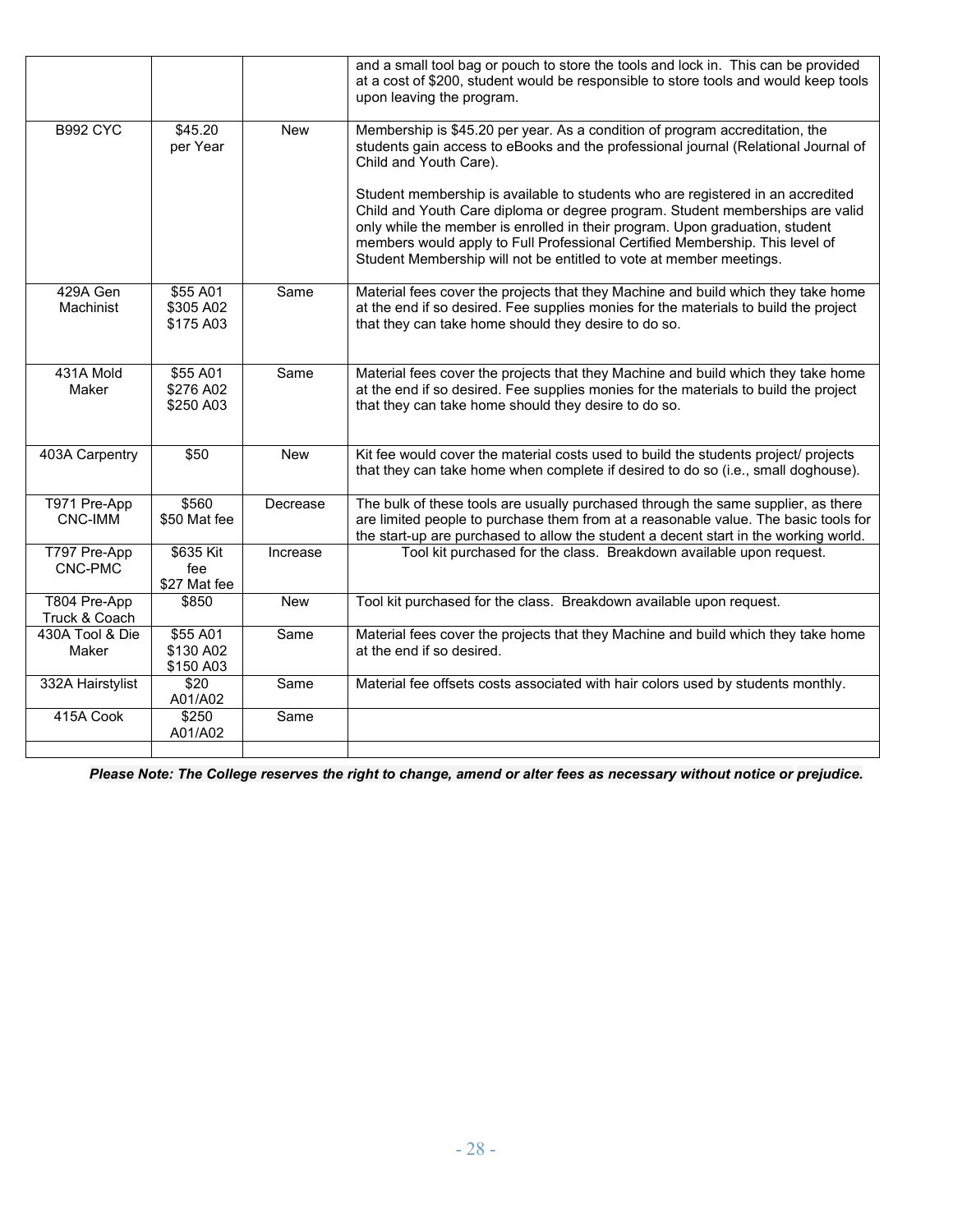| | | | |
|---|---|---|---|
| | | | and a small tool bag or pouch to store the tools and lock in. This can be provided at a cost of $200, student would be responsible to store tools and would keep tools upon leaving the program. |
| B992 CYC | $45.20 per Year | New | Membership is $45.20 per year. As a condition of program accreditation, the students gain access to eBooks and the professional journal (Relational Journal of Child and Youth Care).<br><br>Student membership is available to students who are registered in an accredited Child and Youth Care diploma or degree program. Student memberships are valid only while the member is enrolled in their program. Upon graduation, student members would apply to Full Professional Certified Membership. This level of Student Membership will not be entitled to vote at member meetings. |
| 429A Gen Machinist | $55 A01<br>$305 A02<br>$175 A03 | Same | Material fees cover the projects that they Machine and build which they take home at the end if so desired. Fee supplies monies for the materials to build the project that they can take home should they desire to do so. |
| 431A Mold Maker | $55 A01<br>$276 A02<br>$250 A03 | Same | Material fees cover the projects that they Machine and build which they take home at the end if so desired. Fee supplies monies for the materials to build the project that they can take home should they desire to do so. |
| 403A Carpentry | $50 | New | Kit fee would cover the material costs used to build the students project/ projects that they can take home when complete if desired to do so (i.e., small doghouse). |
| T971 Pre-App CNC-IMM | $560<br>$50 Mat fee | Decrease | The bulk of these tools are usually purchased through the same supplier, as there are limited people to purchase them from at a reasonable value. The basic tools for the start-up are purchased to allow the student a decent start in the working world. |
| T797 Pre-App CNC-PMC | $635 Kit fee<br>$27 Mat fee | Increase | Tool kit purchased for the class. Breakdown available upon request. |
| T804 Pre-App Truck & Coach | $850 | New | Tool kit purchased for the class. Breakdown available upon request. |
| 430A Tool & Die Maker | $55 A01<br>$130 A02<br>$150 A03 | Same | Material fees cover the projects that they Machine and build which they take home at the end if so desired. |
| 332A Hairstylist | $20 A01/A02 | Same | Material fee offsets costs associated with hair colors used by students monthly. |
| 415A Cook | $250 A01/A02 | Same | |
| | | | |

***Please Note: The College reserves the right to change, amend or alter fees as necessary without notice or prejudice.***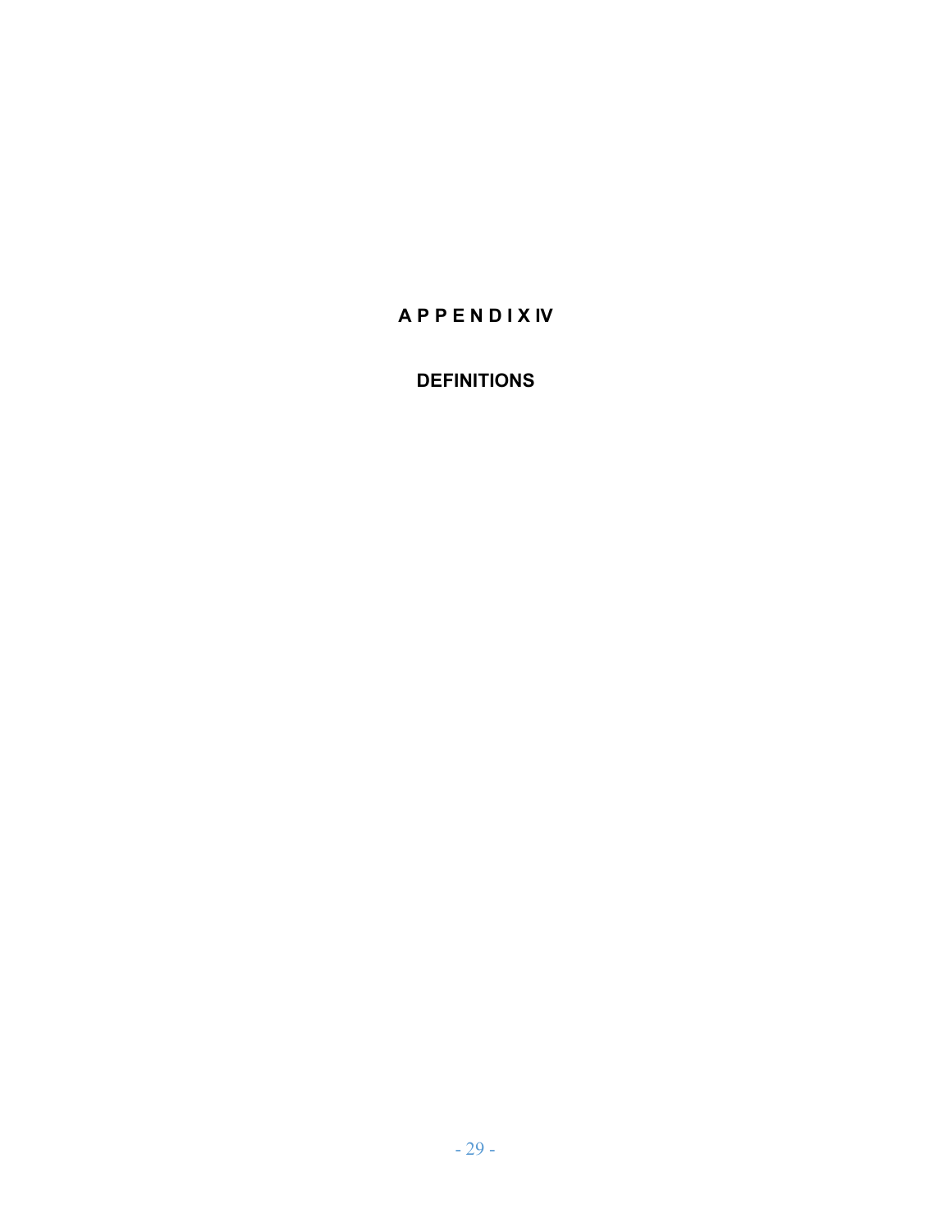# A P P E N D I X IV

## DEFINITIONS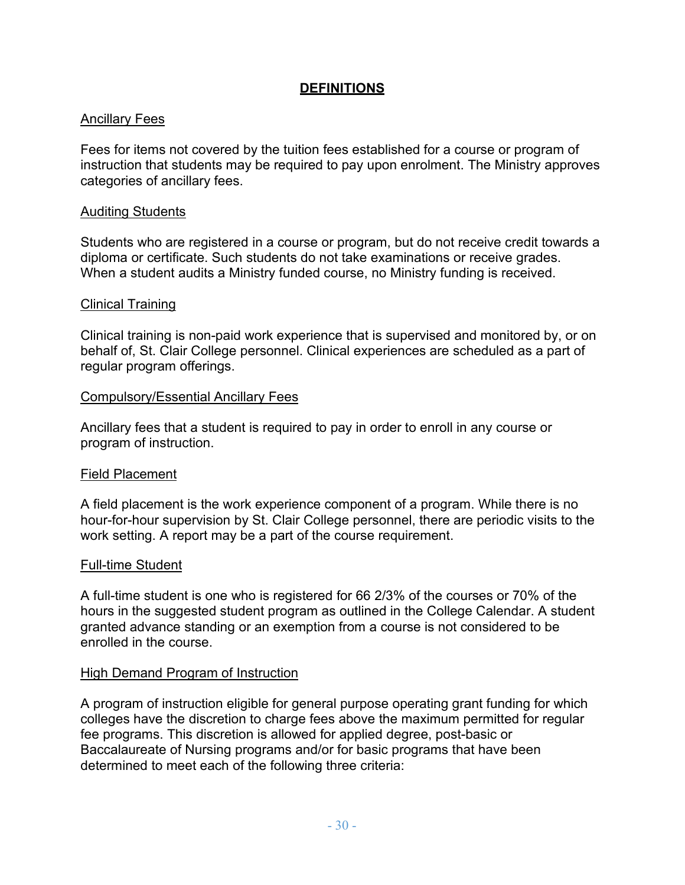## DEFINITIONS

### Ancillary Fees

Fees for items not covered by the tuition fees established for a course or program of instruction that students may be required to pay upon enrolment. The Ministry approves categories of ancillary fees.

### Auditing Students

Students who are registered in a course or program, but do not receive credit towards a diploma or certificate. Such students do not take examinations or receive grades. When a student audits a Ministry funded course, no Ministry funding is received.

### Clinical Training

Clinical training is non-paid work experience that is supervised and monitored by, or on behalf of, St. Clair College personnel. Clinical experiences are scheduled as a part of regular program offerings.

### Compulsory/Essential Ancillary Fees

Ancillary fees that a student is required to pay in order to enroll in any course or program of instruction.

### Field Placement

A field placement is the work experience component of a program. While there is no hour-for-hour supervision by St. Clair College personnel, there are periodic visits to the work setting. A report may be a part of the course requirement.

### Full-time Student

A full-time student is one who is registered for 66 2/3% of the courses or 70% of the hours in the suggested student program as outlined in the College Calendar. A student granted advance standing or an exemption from a course is not considered to be enrolled in the course.

### High Demand Program of Instruction

A program of instruction eligible for general purpose operating grant funding for which colleges have the discretion to charge fees above the maximum permitted for regular fee programs. This discretion is allowed for applied degree, post-basic or Baccalaureate of Nursing programs and/or for basic programs that have been determined to meet each of the following three criteria: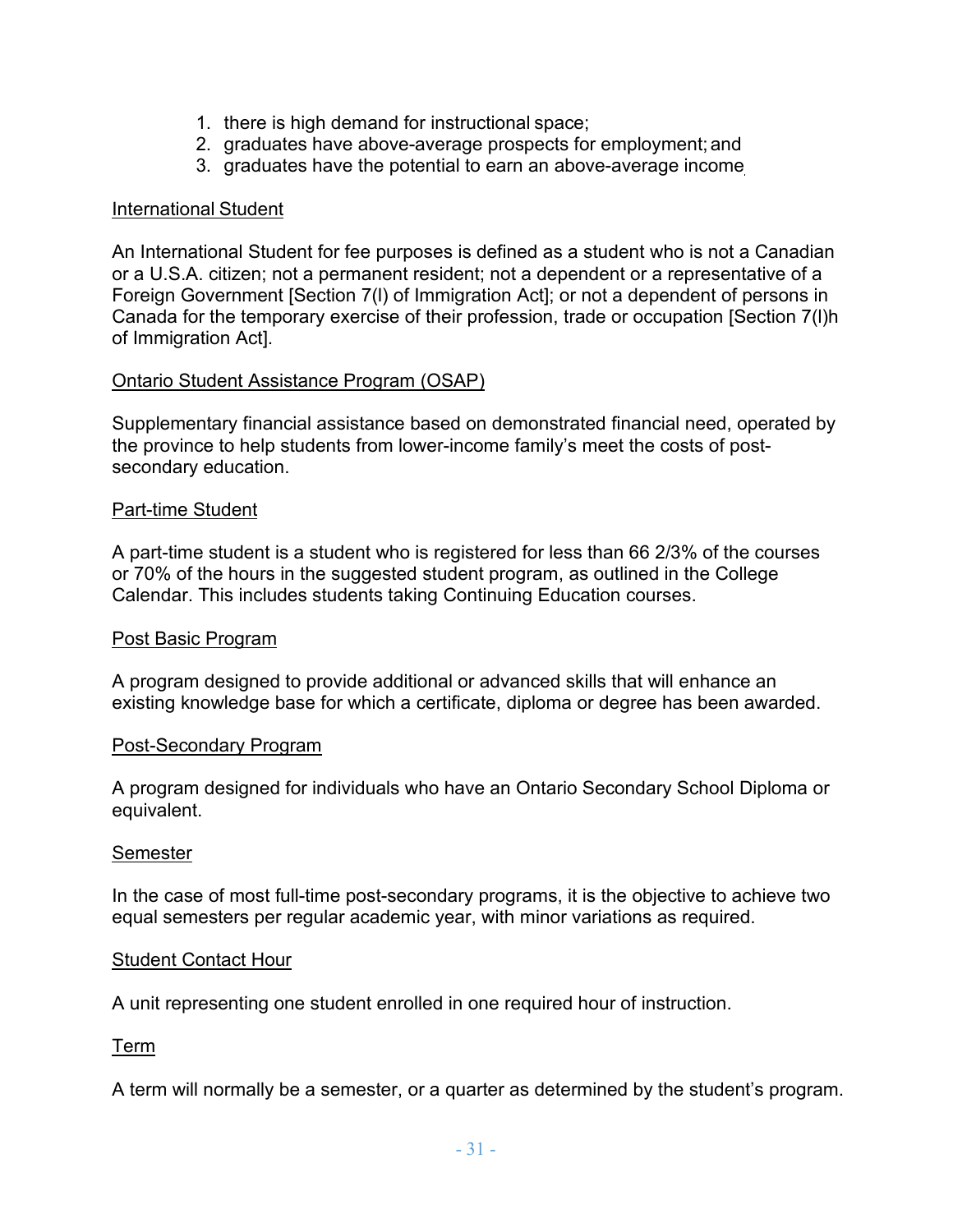1. there is high demand for instructional space;
2. graduates have above-average prospects for employment; and
3. graduates have the potential to earn an above-average income.

International Student

An International Student for fee purposes is defined as a student who is not a Canadian or a U.S.A. citizen; not a permanent resident; not a dependent or a representative of a Foreign Government [Section 7(l) of Immigration Act]; or not a dependent of persons in Canada for the temporary exercise of their profession, trade or occupation [Section 7(l)h of Immigration Act].

Ontario Student Assistance Program (OSAP)

Supplementary financial assistance based on demonstrated financial need, operated by the province to help students from lower-income family's meet the costs of post-secondary education.

Part-time Student

A part-time student is a student who is registered for less than 66 2/3% of the courses or 70% of the hours in the suggested student program, as outlined in the College Calendar. This includes students taking Continuing Education courses.

Post Basic Program

A program designed to provide additional or advanced skills that will enhance an existing knowledge base for which a certificate, diploma or degree has been awarded.

Post-Secondary Program

A program designed for individuals who have an Ontario Secondary School Diploma or equivalent.

Semester

In the case of most full-time post-secondary programs, it is the objective to achieve two equal semesters per regular academic year, with minor variations as required.

Student Contact Hour

A unit representing one student enrolled in one required hour of instruction.

Term

A term will normally be a semester, or a quarter as determined by the student's program.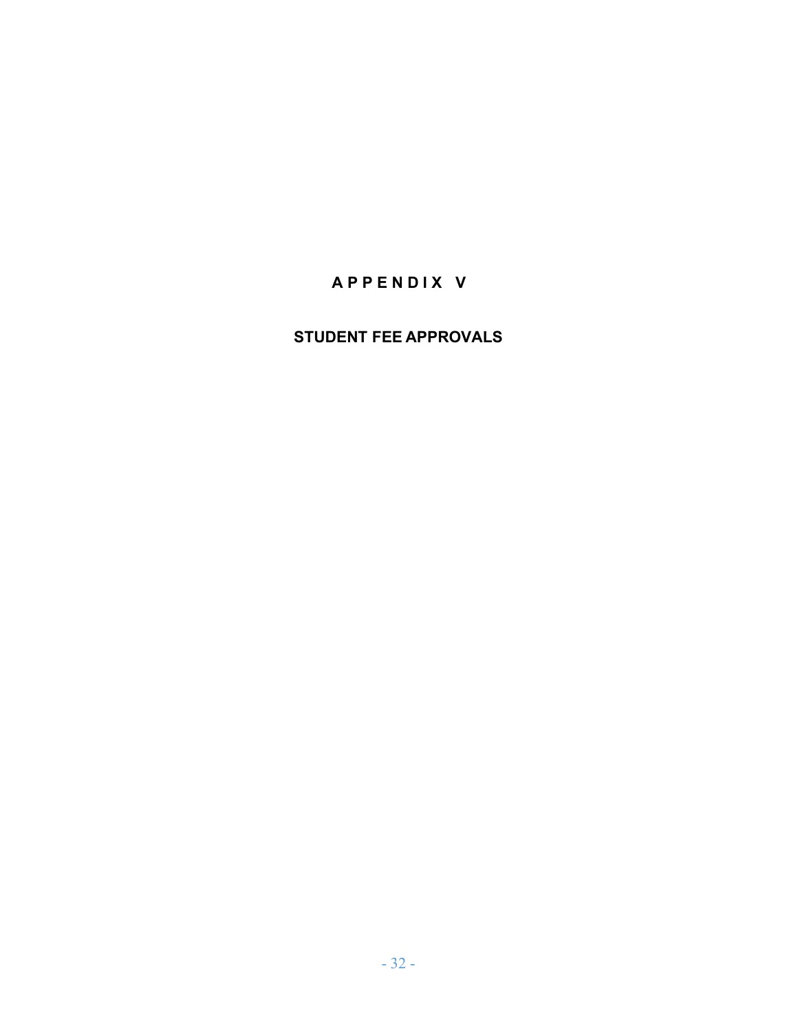# APPENDIX V

## STUDENT FEE APPROVALS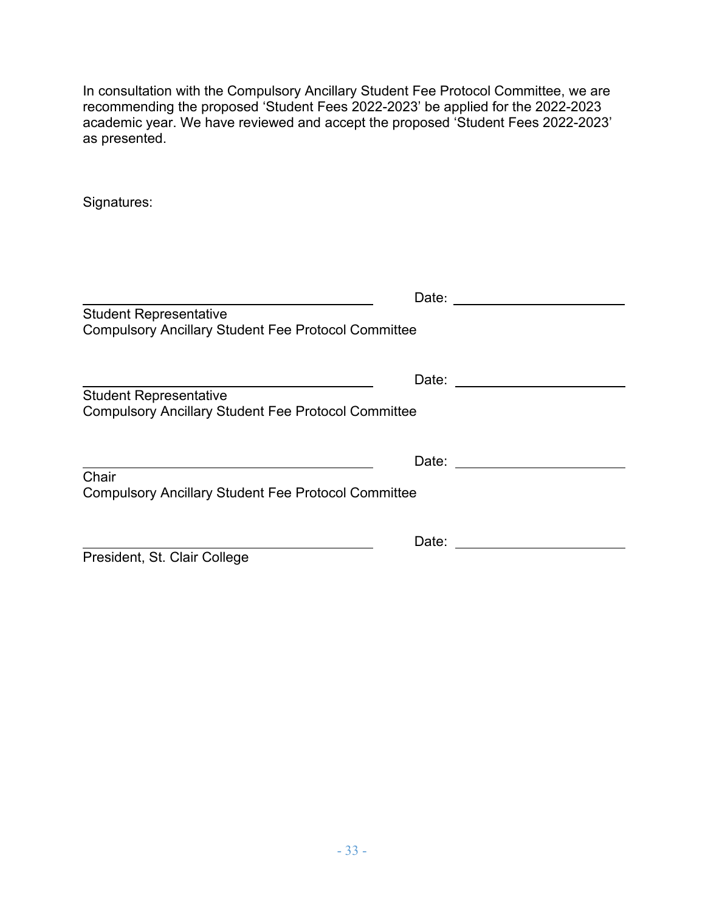In consultation with the Compulsory Ancillary Student Fee Protocol Committee, we are recommending the proposed 'Student Fees 2022-2023' be applied for the 2022-2023 academic year. We have reviewed and accept the proposed 'Student Fees 2022-2023' as presented.

Signatures:

\_\_\_\_\_\_\_\_\_\_\_\_\_\_\_\_\_\_\_\_\_\_\_\_\_\_\_\_\_\_\_\_\_\_\_\_\_\_\_\_ Date: \_\_\_\_\_\_\_\_\_\_\_\_\_\_\_\_\_\_\_\_\_\_\_\_
Student Representative
Compulsory Ancillary Student Fee Protocol Committee

\_\_\_\_\_\_\_\_\_\_\_\_\_\_\_\_\_\_\_\_\_\_\_\_\_\_\_\_\_\_\_\_\_\_\_\_\_\_\_\_ Date: \_\_\_\_\_\_\_\_\_\_\_\_\_\_\_\_\_\_\_\_\_\_\_\_
Student Representative
Compulsory Ancillary Student Fee Protocol Committee

\_\_\_\_\_\_\_\_\_\_\_\_\_\_\_\_\_\_\_\_\_\_\_\_\_\_\_\_\_\_\_\_\_\_\_\_\_\_\_\_ Date: \_\_\_\_\_\_\_\_\_\_\_\_\_\_\_\_\_\_\_\_\_\_\_\_
Chair
Compulsory Ancillary Student Fee Protocol Committee

\_\_\_\_\_\_\_\_\_\_\_\_\_\_\_\_\_\_\_\_\_\_\_\_\_\_\_\_\_\_\_\_\_\_\_\_\_\_\_\_ Date: \_\_\_\_\_\_\_\_\_\_\_\_\_\_\_\_\_\_\_\_\_\_\_\_
President, St. Clair College